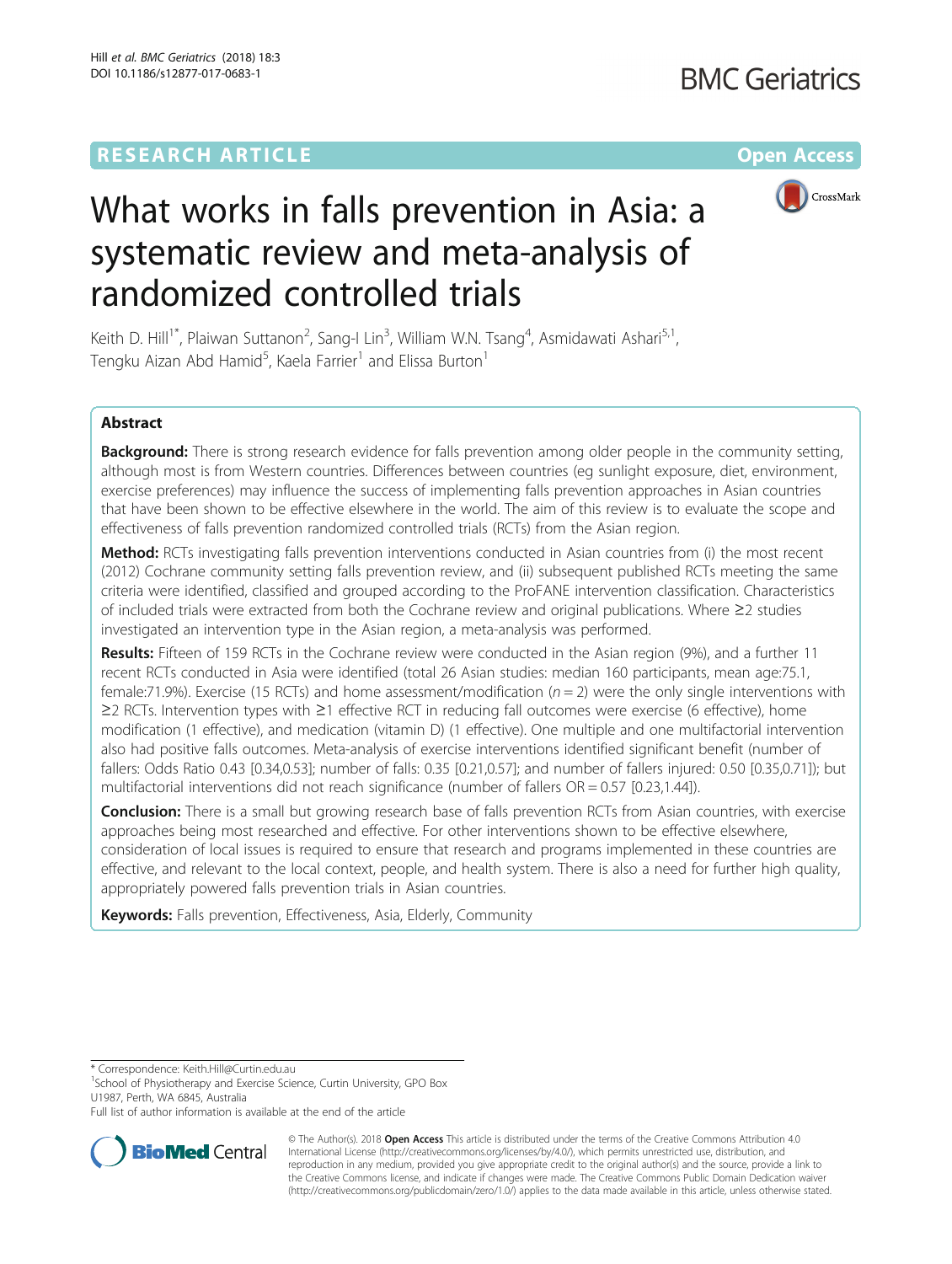RESEARCH ARTICLE

Open Access

# What works in falls prevention in Asia: a systematic review and meta-analysis of randomized controlled trials

Keith D. Hill[1*], Plaiwan Suttanon[2], Sang-I Lin[3], William W.N. Tsang[4], Asmidawati Ashari[5,1], Tengku Aizan Abd Hamid[5], Kaela Farrier[1] and Elissa Burton[1]

## Abstract

**Background:** There is strong research evidence for falls prevention among older people in the community setting, although most is from Western countries. Differences between countries (eg sunlight exposure, diet, environment, exercise preferences) may influence the success of implementing falls prevention approaches in Asian countries that have been shown to be effective elsewhere in the world. The aim of this review is to evaluate the scope and effectiveness of falls prevention randomized controlled trials (RCTs) from the Asian region.

**Method:** RCTs investigating falls prevention interventions conducted in Asian countries from (i) the most recent (2012) Cochrane community setting falls prevention review, and (ii) subsequent published RCTs meeting the same criteria were identified, classified and grouped according to the ProFANE intervention classification. Characteristics of included trials were extracted from both the Cochrane review and original publications. Where ≥2 studies investigated an intervention type in the Asian region, a meta-analysis was performed.

**Results:** Fifteen of 159 RCTs in the Cochrane review were conducted in the Asian region (9%), and a further 11 recent RCTs conducted in Asia were identified (total 26 Asian studies: median 160 participants, mean age:75.1, female:71.9%). Exercise (15 RCTs) and home assessment/modification ($n = 2$) were the only single interventions with ≥2 RCTs. Intervention types with ≥1 effective RCT in reducing fall outcomes were exercise (6 effective), home modification (1 effective), and medication (vitamin D) (1 effective). One multiple and one multifactorial intervention also had positive falls outcomes. Meta-analysis of exercise interventions identified significant benefit (number of fallers: Odds Ratio 0.43 [0.34,0.53]; number of falls: 0.35 [0.21,0.57]; and number of fallers injured: 0.50 [0.35,0.71]); but multifactorial interventions did not reach significance (number of fallers OR = 0.57 [0.23,1.44]).

**Conclusion:** There is a small but growing research base of falls prevention RCTs from Asian countries, with exercise approaches being most researched and effective. For other interventions shown to be effective elsewhere, consideration of local issues is required to ensure that research and programs implemented in these countries are effective, and relevant to the local context, people, and health system. There is also a need for further high quality, appropriately powered falls prevention trials in Asian countries.

**Keywords:** Falls prevention, Effectiveness, Asia, Elderly, Community

\* Correspondence: Keith.Hill@curtin.edu.au
[1]School of Physiotherapy and Exercise Science, Curtin University, GPO Box U1987, Perth, WA 6845, Australia
Full list of author information is available at the end of the article

© The Author(s). 2018 **Open Access** This article is distributed under the terms of the Creative Commons Attribution 4.0 International License (http://creativecommons.org/licenses/by/4.0/), which permits unrestricted use, distribution, and reproduction in any medium, provided you give appropriate credit to the original author(s) and the source, provide a link to the Creative Commons license, and indicate if changes were made. The Creative Commons Public Domain Dedication waiver (http://creativecommons.org/publicdomain/zero/1.0/) applies to the data made available in this article, unless otherwise stated.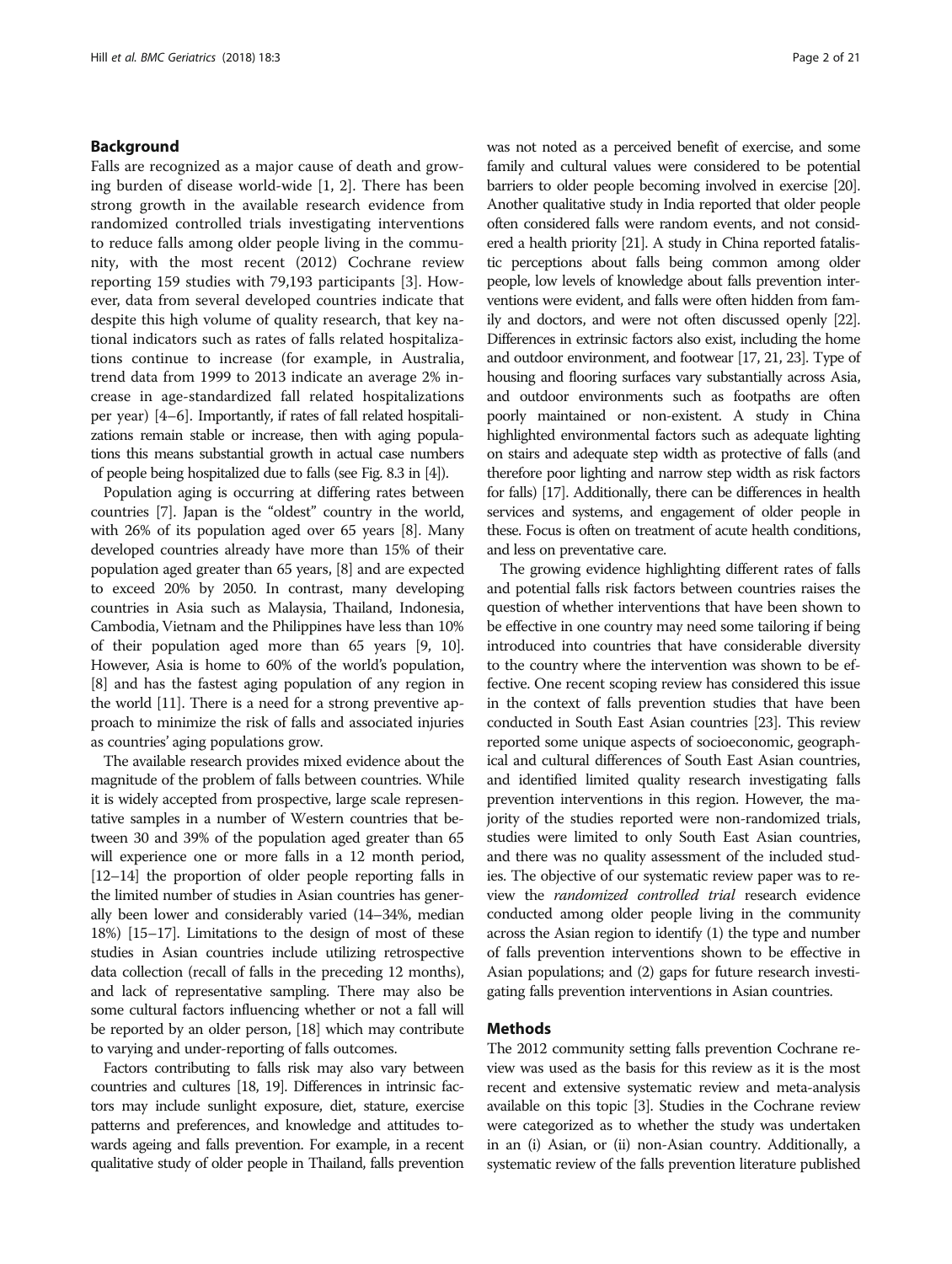## Background

Falls are recognized as a major cause of death and growing burden of disease world-wide [1, 2]. There has been strong growth in the available research evidence from randomized controlled trials investigating interventions to reduce falls among older people living in the community, with the most recent (2012) Cochrane review reporting 159 studies with 79,193 participants [3]. However, data from several developed countries indicate that despite this high volume of quality research, that key national indicators such as rates of falls related hospitalizations continue to increase (for example, in Australia, trend data from 1999 to 2013 indicate an average 2% increase in age-standardized fall related hospitalizations per year) [4–6]. Importantly, if rates of fall related hospitalizations remain stable or increase, then with aging populations this means substantial growth in actual case numbers of people being hospitalized due to falls (see Fig. 8.3 in [4]).

Population aging is occurring at differing rates between countries [7]. Japan is the "oldest" country in the world, with 26% of its population aged over 65 years [8]. Many developed countries already have more than 15% of their population aged greater than 65 years, [8] and are expected to exceed 20% by 2050. In contrast, many developing countries in Asia such as Malaysia, Thailand, Indonesia, Cambodia, Vietnam and the Philippines have less than 10% of their population aged more than 65 years [9, 10]. However, Asia is home to 60% of the world's population, [8] and has the fastest aging population of any region in the world [11]. There is a need for a strong preventive approach to minimize the risk of falls and associated injuries as countries' aging populations grow.

The available research provides mixed evidence about the magnitude of the problem of falls between countries. While it is widely accepted from prospective, large scale representative samples in a number of Western countries that between 30 and 39% of the population aged greater than 65 will experience one or more falls in a 12 month period, [12–14] the proportion of older people reporting falls in the limited number of studies in Asian countries has generally been lower and considerably varied (14–34%, median 18%) [15–17]. Limitations to the design of most of these studies in Asian countries include utilizing retrospective data collection (recall of falls in the preceding 12 months), and lack of representative sampling. There may also be some cultural factors influencing whether or not a fall will be reported by an older person, [18] which may contribute to varying and under-reporting of falls outcomes.

Factors contributing to falls risk may also vary between countries and cultures [18, 19]. Differences in intrinsic factors may include sunlight exposure, diet, stature, exercise patterns and preferences, and knowledge and attitudes towards ageing and falls prevention. For example, in a recent qualitative study of older people in Thailand, falls prevention was not noted as a perceived benefit of exercise, and some family and cultural values were considered to be potential barriers to older people becoming involved in exercise [20]. Another qualitative study in India reported that older people often considered falls were random events, and not considered a health priority [21]. A study in China reported fatalistic perceptions about falls being common among older people, low levels of knowledge about falls prevention interventions were evident, and falls were often hidden from family and doctors, and were not often discussed openly [22]. Differences in extrinsic factors also exist, including the home and outdoor environment, and footwear [17, 21, 23]. Type of housing and flooring surfaces vary substantially across Asia, and outdoor environments such as footpaths are often poorly maintained or non-existent. A study in China highlighted environmental factors such as adequate lighting on stairs and adequate step width as protective of falls (and therefore poor lighting and narrow step width as risk factors for falls) [17]. Additionally, there can be differences in health services and systems, and engagement of older people in these. Focus is often on treatment of acute health conditions, and less on preventative care.

The growing evidence highlighting different rates of falls and potential falls risk factors between countries raises the question of whether interventions that have been shown to be effective in one country may need some tailoring if being introduced into countries that have considerable diversity to the country where the intervention was shown to be effective. One recent scoping review has considered this issue in the context of falls prevention studies that have been conducted in South East Asian countries [23]. This review reported some unique aspects of socioeconomic, geographical and cultural differences of South East Asian countries, and identified limited quality research investigating falls prevention interventions in this region. However, the majority of the studies reported were non-randomized trials, studies were limited to only South East Asian countries, and there was no quality assessment of the included studies. The objective of our systematic review paper was to review the *randomized controlled trial* research evidence conducted among older people living in the community across the Asian region to identify (1) the type and number of falls prevention interventions shown to be effective in Asian populations; and (2) gaps for future research investigating falls prevention interventions in Asian countries.

## Methods

The 2012 community setting falls prevention Cochrane review was used as the basis for this review as it is the most recent and extensive systematic review and meta-analysis available on this topic [3]. Studies in the Cochrane review were categorized as to whether the study was undertaken in an (i) Asian, or (ii) non-Asian country. Additionally, a systematic review of the falls prevention literature published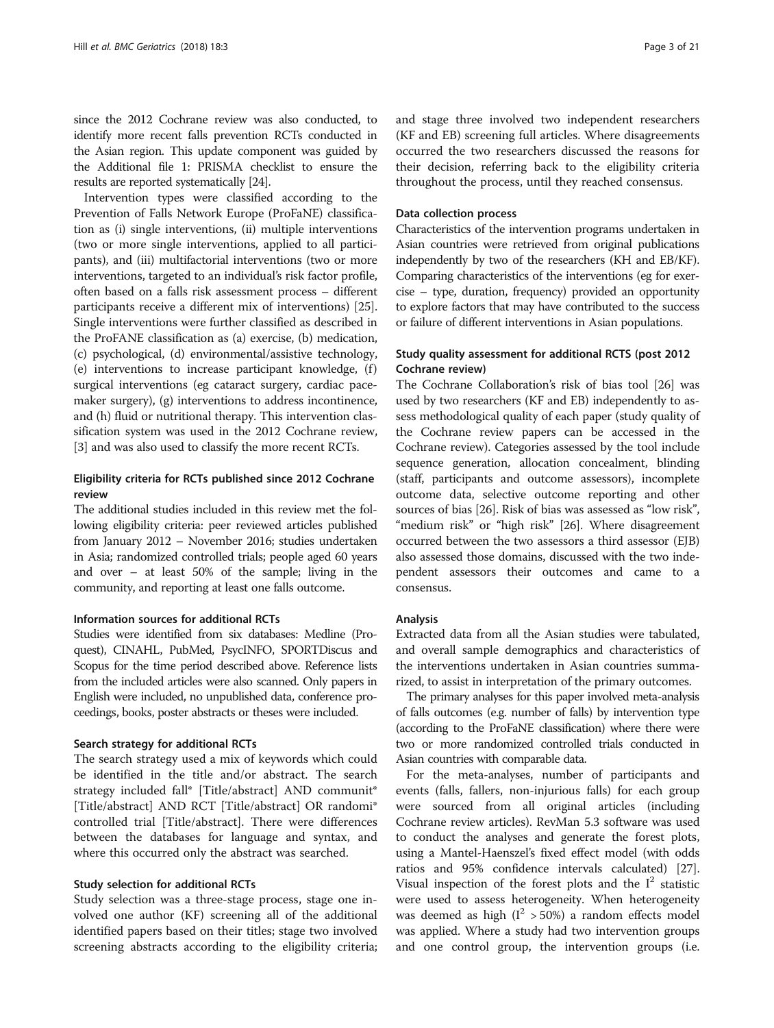since the 2012 Cochrane review was also conducted, to identify more recent falls prevention RCTs conducted in the Asian region. This update component was guided by the Additional file 1: PRISMA checklist to ensure the results are reported systematically [24].

Intervention types were classified according to the Prevention of Falls Network Europe (ProFaNE) classification as (i) single interventions, (ii) multiple interventions (two or more single interventions, applied to all participants), and (iii) multifactorial interventions (two or more interventions, targeted to an individual's risk factor profile, often based on a falls risk assessment process – different participants receive a different mix of interventions) [25]. Single interventions were further classified as described in the ProFANE classification as (a) exercise, (b) medication, (c) psychological, (d) environmental/assistive technology, (e) interventions to increase participant knowledge, (f) surgical interventions (eg cataract surgery, cardiac pacemaker surgery), (g) interventions to address incontinence, and (h) fluid or nutritional therapy. This intervention classification system was used in the 2012 Cochrane review, [3] and was also used to classify the more recent RCTs.

### Eligibility criteria for RCTs published since 2012 Cochrane review

The additional studies included in this review met the following eligibility criteria: peer reviewed articles published from January 2012 – November 2016; studies undertaken in Asia; randomized controlled trials; people aged 60 years and over – at least 50% of the sample; living in the community, and reporting at least one falls outcome.

#### Information sources for additional RCTs

Studies were identified from six databases: Medline (Proquest), CINAHL, PubMed, PsycINFO, SPORTDiscus and Scopus for the time period described above. Reference lists from the included articles were also scanned. Only papers in English were included, no unpublished data, conference proceedings, books, poster abstracts or theses were included.

#### Search strategy for additional RCTs

The search strategy used a mix of keywords which could be identified in the title and/or abstract. The search strategy included fall* [Title/abstract] AND communit* [Title/abstract] AND RCT [Title/abstract] OR randomi* controlled trial [Title/abstract]. There were differences between the databases for language and syntax, and where this occurred only the abstract was searched.

#### Study selection for additional RCTs

Study selection was a three-stage process, stage one involved one author (KF) screening all of the additional identified papers based on their titles; stage two involved screening abstracts according to the eligibility criteria; and stage three involved two independent researchers (KF and EB) screening full articles. Where disagreements occurred the two researchers discussed the reasons for their decision, referring back to the eligibility criteria throughout the process, until they reached consensus.

#### Data collection process

Characteristics of the intervention programs undertaken in Asian countries were retrieved from original publications independently by two of the researchers (KH and EB/KF). Comparing characteristics of the interventions (eg for exercise – type, duration, frequency) provided an opportunity to explore factors that may have contributed to the success or failure of different interventions in Asian populations.

### Study quality assessment for additional RCTS (post 2012 Cochrane review)

The Cochrane Collaboration's risk of bias tool [26] was used by two researchers (KF and EB) independently to assess methodological quality of each paper (study quality of the Cochrane review papers can be accessed in the Cochrane review). Categories assessed by the tool include sequence generation, allocation concealment, blinding (staff, participants and outcome assessors), incomplete outcome data, selective outcome reporting and other sources of bias [26]. Risk of bias was assessed as "low risk", "medium risk" or "high risk" [26]. Where disagreement occurred between the two assessors a third assessor (EJB) also assessed those domains, discussed with the two independent assessors their outcomes and came to a consensus.

#### Analysis

Extracted data from all the Asian studies were tabulated, and overall sample demographics and characteristics of the interventions undertaken in Asian countries summarized, to assist in interpretation of the primary outcomes.

The primary analyses for this paper involved meta-analysis of falls outcomes (e.g. number of falls) by intervention type (according to the ProFaNE classification) where there were two or more randomized controlled trials conducted in Asian countries with comparable data.

For the meta-analyses, number of participants and events (falls, fallers, non-injurious falls) for each group were sourced from all original articles (including Cochrane review articles). RevMan 5.3 software was used to conduct the analyses and generate the forest plots, using a Mantel-Haenszel's fixed effect model (with odds ratios and 95% confidence intervals calculated) [27]. Visual inspection of the forest plots and the $I^2$ statistic were used to assess heterogeneity. When heterogeneity was deemed as high ($I^2 > 50\%$) a random effects model was applied. Where a study had two intervention groups and one control group, the intervention groups (i.e.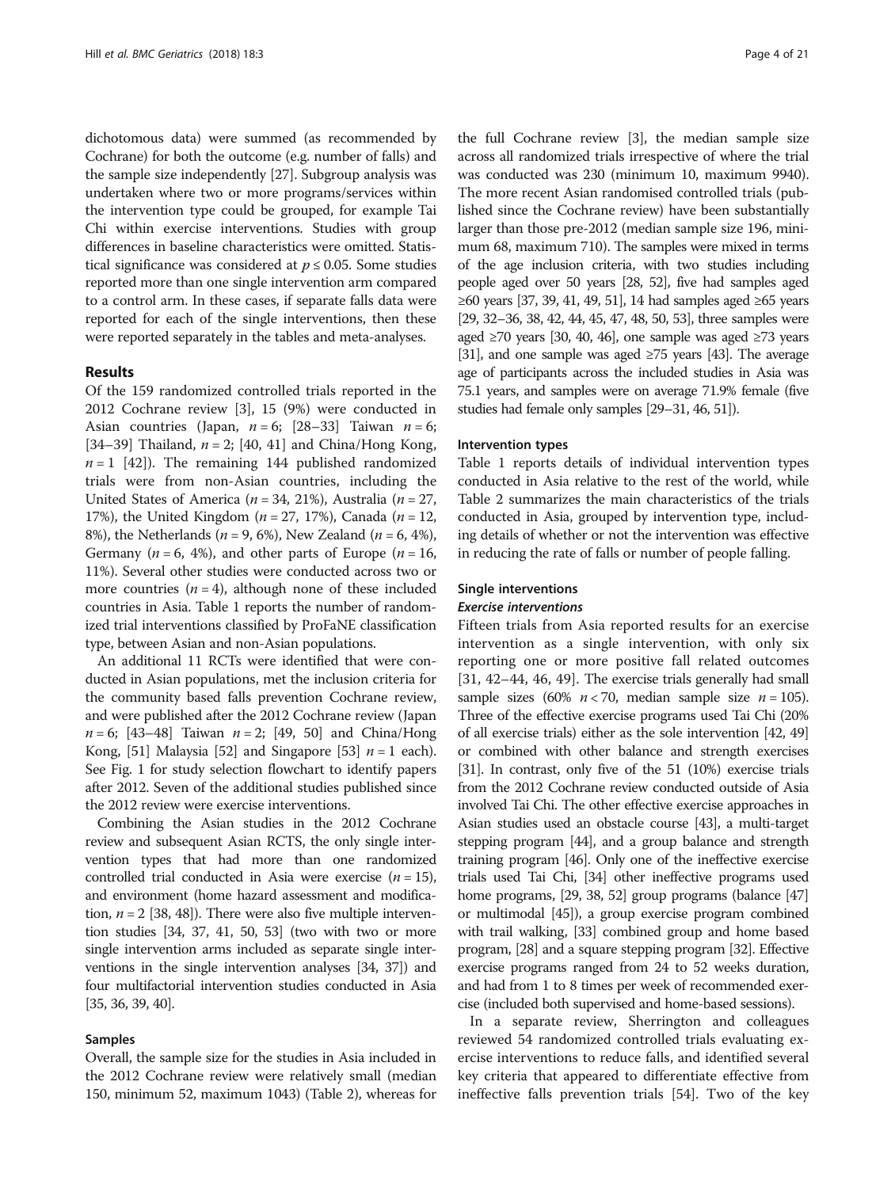dichotomous data) were summed (as recommended by Cochrane) for both the outcome (e.g. number of falls) and the sample size independently [27]. Subgroup analysis was undertaken where two or more programs/services within the intervention type could be grouped, for example Tai Chi within exercise interventions. Studies with group differences in baseline characteristics were omitted. Statistical significance was considered at $p \leq 0.05$. Some studies reported more than one single intervention arm compared to a control arm. In these cases, if separate falls data were reported for each of the single interventions, then these were reported separately in the tables and meta-analyses.

## Results

Of the 159 randomized controlled trials reported in the 2012 Cochrane review [3], 15 (9%) were conducted in Asian countries (Japan, $n = 6$; [28–33] Taiwan $n = 6$; [34–39] Thailand, $n = 2$; [40, 41] and China/Hong Kong, $n = 1$ [42]). The remaining 144 published randomized trials were from non-Asian countries, including the United States of America ($n = 34$, 21%), Australia ($n = 27$, 17%), the United Kingdom ($n = 27$, 17%), Canada ($n = 12$, 8%), the Netherlands ($n = 9$, 6%), New Zealand ($n = 6$, 4%), Germany ($n = 6$, 4%), and other parts of Europe ($n = 16$, 11%). Several other studies were conducted across two or more countries ($n = 4$), although none of these included countries in Asia. Table 1 reports the number of randomized trial interventions classified by ProFaNE classification type, between Asian and non-Asian populations.

An additional 11 RCTs were identified that were conducted in Asian populations, met the inclusion criteria for the community based falls prevention Cochrane review, and were published after the 2012 Cochrane review (Japan $n = 6$; [43–48] Taiwan $n = 2$; [49, 50] and China/Hong Kong, [51] Malaysia [52] and Singapore [53] $n = 1$ each). See Fig. 1 for study selection flowchart to identify papers after 2012. Seven of the additional studies published since the 2012 review were exercise interventions.

Combining the Asian studies in the 2012 Cochrane review and subsequent Asian RCTS, the only single intervention types that had more than one randomized controlled trial conducted in Asia were exercise ($n = 15$), and environment (home hazard assessment and modification, $n = 2$ [38, 48]). There were also five multiple intervention studies [34, 37, 41, 50, 53] (two with two or more single intervention arms included as separate single interventions in the single intervention analyses [34, 37]) and four multifactorial intervention studies conducted in Asia [35, 36, 39, 40].

### Samples

Overall, the sample size for the studies in Asia included in the 2012 Cochrane review were relatively small (median 150, minimum 52, maximum 1043) (Table 2), whereas for the full Cochrane review [3], the median sample size across all randomized trials irrespective of where the trial was conducted was 230 (minimum 10, maximum 9940). The more recent Asian randomised controlled trials (published since the Cochrane review) have been substantially larger than those pre-2012 (median sample size 196, minimum 68, maximum 710). The samples were mixed in terms of the age inclusion criteria, with two studies including people aged over 50 years [28, 52], five had samples aged ≥60 years [37, 39, 41, 49, 51], 14 had samples aged ≥65 years [29, 32–36, 38, 42, 44, 45, 47, 48, 50, 53], three samples were aged ≥70 years [30, 40, 46], one sample was aged ≥73 years [31], and one sample was aged ≥75 years [43]. The average age of participants across the included studies in Asia was 75.1 years, and samples were on average 71.9% female (five studies had female only samples [29–31, 46, 51]).

### Intervention types

Table 1 reports details of individual intervention types conducted in Asia relative to the rest of the world, while Table 2 summarizes the main characteristics of the trials conducted in Asia, grouped by intervention type, including details of whether or not the intervention was effective in reducing the rate of falls or number of people falling.

### Single interventions

#### *Exercise interventions*

Fifteen trials from Asia reported results for an exercise intervention as a single intervention, with only six reporting one or more positive fall related outcomes [31, 42–44, 46, 49]. The exercise trials generally had small sample sizes (60% $n < 70$, median sample size $n = 105$). Three of the effective exercise programs used Tai Chi (20% of all exercise trials) either as the sole intervention [42, 49] or combined with other balance and strength exercises [31]. In contrast, only five of the 51 (10%) exercise trials from the 2012 Cochrane review conducted outside of Asia involved Tai Chi. The other effective exercise approaches in Asian studies used an obstacle course [43], a multi-target stepping program [44], and a group balance and strength training program [46]. Only one of the ineffective exercise trials used Tai Chi, [34] other ineffective programs used home programs, [29, 38, 52] group programs (balance [47] or multimodal [45]), a group exercise program combined with trail walking, [33] combined group and home based program, [28] and a square stepping program [32]. Effective exercise programs ranged from 24 to 52 weeks duration, and had from 1 to 8 times per week of recommended exercise (included both supervised and home-based sessions).

In a separate review, Sherrington and colleagues reviewed 54 randomized controlled trials evaluating exercise interventions to reduce falls, and identified several key criteria that appeared to differentiate effective from ineffective falls prevention trials [54]. Two of the key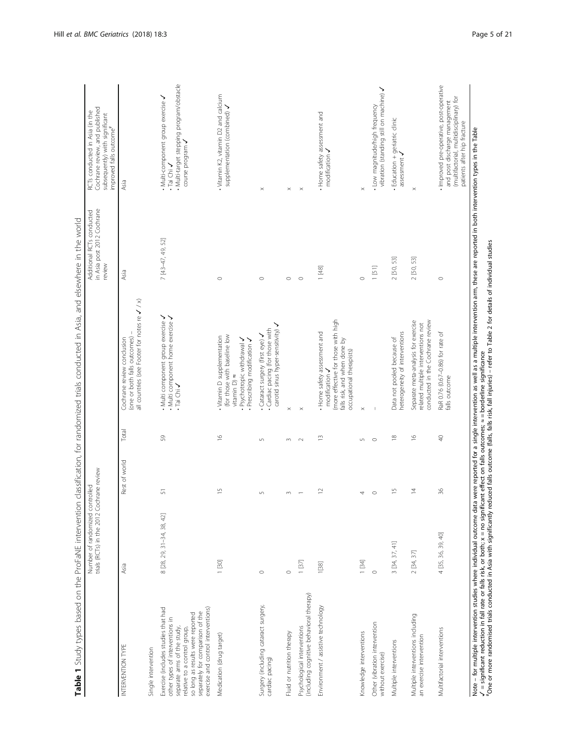**Table 1** Study types based on the ProFaNE intervention classification, for randomized trials conducted in Asia, and elsewhere in the world

| INTERVENTION TYPE | Number of randomized controlled trials (RCTs) in the 2012 Cochrane review | | | Cochrane review conclusion (one or both falls outcomes) – all countries (see Footer for notes re ✓ / x) | Additional RCTs conducted in Asia post 2012 Cochrane review | RCTs conducted in Asia (in the Cochrane review, and published subsequently) with significant improved falls outcome[#] |
|---|---|---|---|---|---|---|
| | Asia | Rest of world | Total | | Asia | Asia |
| Single intervention | | | | | | |
| Exercise (includes studies that had other types of interventions in separate arms of the study, relative to a control group, so long as results were reported separately for comparison of the exercise and control interventions) | 8 [28, 29, 31–34, 38, 42] | 51 | 59 | • Multi component group exercise ✓<br>• Multi component home exercise ✓<br>• Tai Chi ✓ | 7 [43–47, 49, 52] | • Multi-component group exercise ✓<br>• Tai Chi ✓<br>• Multi-target stepping program/obstacle course program ✓ |
| Medication (drug target) | 1 [30] | 15 | 16 | • Vitamin D supplementation (for those with baseline low vitamin D) ≈<br>• Psychotropic withdrawal ✓<br>• Prescribing modification ✓ | 0 | • Vitamin K2, vitamin D2 and calcium supplementation (combined) ✓ |
| Surgery (including cataract surgery, cardiac pacing) | 0 | 5 | 5 | • Cataract surgery (first eye) ✓<br>• Cardiac pacing (for those with carotid sinus hyper-sensitivity) ✓ | 0 | x |
| Fluid or nutrition therapy | 0 | 3 | 3 | x | 0 | x |
| Psychological interventions (including cognitive behavioral therapy) | 1 [37] | 1 | 2 | x | 0 | x |
| Environment / assistive technology | 1[38] | 12 | 13 | • Home safety assessment and modification ✓ (more effective for those with high falls risk, and when done by occupational therapists) | 1 [48] | • Home safety assessment and modification ✓ |
| Knowledge interventions | 1 [34] | 4 | 5 | x | 0 | x |
| Other (vibration intervention without exercise) | 0 | 0 | 0 | – | 1 [51] | • Low magnitude/high frequency vibration (standing still on machine) ✓ |
| Multiple interventions | 3 [34, 37, 41] | 15 | 18 | Data not pooled because of heterogeneity of interventions | 2 [50, 53] | • Education + geriatric clinic assessment ✓ |
| Multiple interventions including an exercise intervention | 2 [34, 37] | 14 | 16 | Separate meta-analysis for exercise related multiple interventions not conducted in the Cochrane review | 2 [50, 53] | x |
| Multifactorial interventions | 4 [35, 36, 39, 40] | 36 | 40 | RaR 0.76 (0.67–0.86) for rate of falls outcome | 0 | • Improved pre-operative, post-operative and post discharge management (multifactorial, multidisciplinary) for patients after hip fracture |

Note – for multiple intervention studies where individual outcome data were reported for a single intervention as well as a multiple intervention arm, these are reported in both intervention types in the Table
✓ = significant reduction in fall rate or falls risk, or both; x = no significant effect on falls outcomes; ≈ = borderline significance
[#]One or more randomised trials conducted in Asia with significantly reduced falls outcome (falls, falls risk, fall injuries) – refer to Table 2 for details of individual studies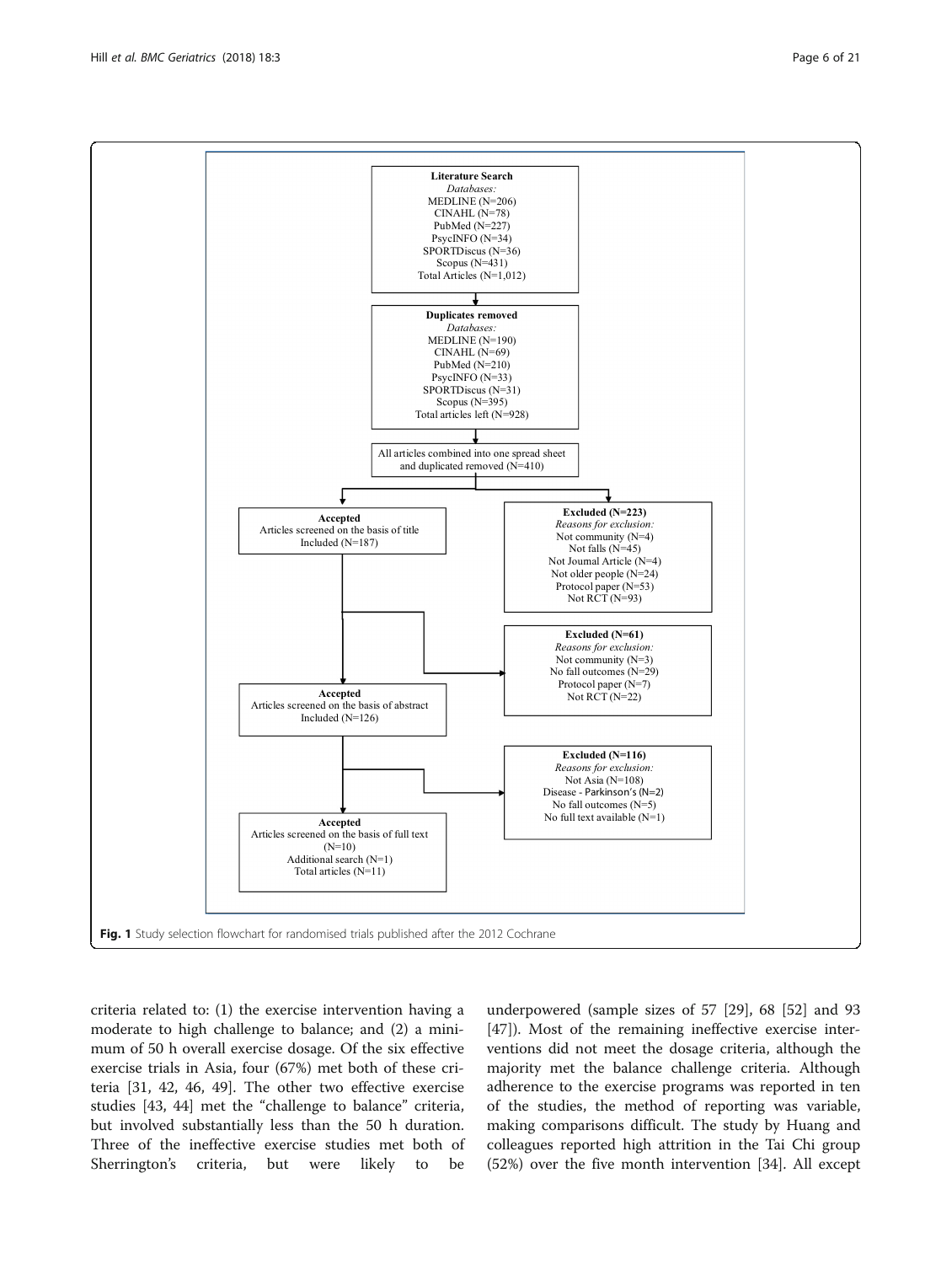**Literature Search**
*Databases:*
MEDLINE (N=206)
CINAHL (N=78)
PubMed (N=227)
PsycINFO (N=34)
SPORTDiscus (N=36)
Scopus (N=431)
Total Articles (N=1,012)

**Duplicates removed**
*Databases:*
MEDLINE (N=190)
CINAHL (N=69)
PubMed (N=210)
PsycINFO (N=33)
SPORTDiscus (N=31)
Scopus (N=395)
Total articles left (N=928)

All articles combined into one spread sheet and duplicated removed (N=410)

**Accepted**
Articles screened on the basis of title
Included (N=187)

**Excluded (N=223)**
*Reasons for exclusion:*
Not community (N=4)
Not falls (N=45)
Not Journal Article (N=4)
Not older people (N=24)
Protocol paper (N=53)
Not RCT (N=93)

**Excluded (N=61)**
*Reasons for exclusion:*
Not community (N=3)
No fall outcomes (N=29)
Protocol paper (N=7)
Not RCT (N=22)

**Accepted**
Articles screened on the basis of abstract
Included (N=126)

**Excluded (N=116)**
*Reasons for exclusion:*
Not Asia (N=108)
Disease - Parkinson's (N=2)
No fall outcomes (N=5)
No full text available (N=1)

**Accepted**
Articles screened on the basis of full text (N=10)
Additional search (N=1)
Total articles (N=11)

**Fig. 1** Study selection flowchart for randomised trials published after the 2012 Cochrane

criteria related to: (1) the exercise intervention having a moderate to high challenge to balance; and (2) a minimum of 50 h overall exercise dosage. Of the six effective exercise trials in Asia, four (67%) met both of these criteria [31, 42, 46, 49]. The other two effective exercise studies [43, 44] met the "challenge to balance" criteria, but involved substantially less than the 50 h duration. Three of the ineffective exercise studies met both of Sherrington's criteria, but were likely to be underpowered (sample sizes of 57 [29], 68 [52] and 93 [47]). Most of the remaining ineffective exercise interventions did not meet the dosage criteria, although the majority met the balance challenge criteria. Although adherence to the exercise programs was reported in ten of the studies, the method of reporting was variable, making comparisons difficult. The study by Huang and colleagues reported high attrition in the Tai Chi group (52%) over the five month intervention [34]. All except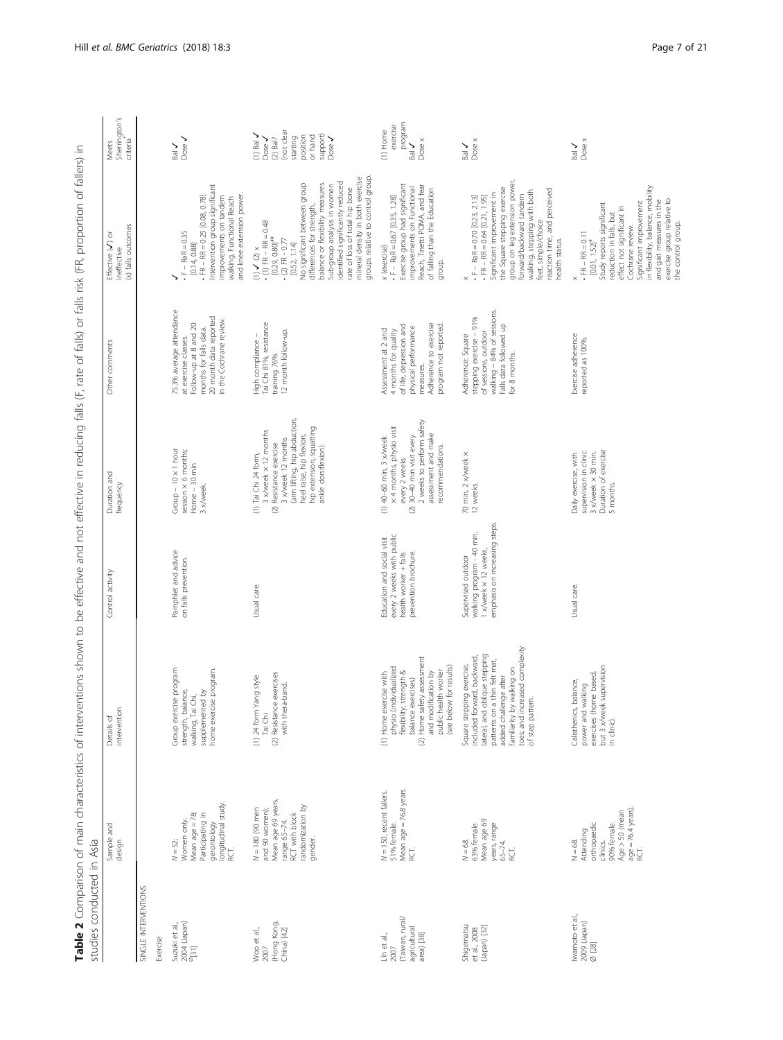**Table 2** Comparison of main characteristics of interventions shown to be effective and not effective in reducing falls (F, rate of falls) or falls risk (FR, proportion of fallers) in studies conducted in Asia

| | Sample and design | Details of intervention | Control activity | Duration and frequency | Other comments | Effective (✓) or Ineffective (x) falls outcomes | Meets Sherrington's criteria[a] |
|---|---|---|---|---|---|---|---|
| SINGLE INTERVENTIONS | | | | | | | |
| Exercise | | | | | | | |
| Suzuki et al., 2004 (Japan) ø [31] | N = 52; Women only; Mean age = 78; Participating in gerontology longitudinal study. RCT. | Group exercise program strength, balance, walking, Tai Chi, supplemented by home exercise program. | Pamphlet and advice on falls prevention. | Group – 10 × 1 hour session × 6 months; Home – 30 min 3 x/week. | 75.3% average attendance at exercise classes. Follow-up at 8 and 20 months for falls data. 20 month data reported in the Cochrane review. | ✓<br>• F – RaR = 0.35 [0.14, 0.88]<br>• FR – RR = 0.25 [0.08, 0.78]<br>Intervention group significant improvements on tandem walking, Functional Reach and knee extension power. | Bal ✓<br>Dose ✓ |
| Woo et al., 2007 (Hong Kong, China) [42] | N = 180 (90 men and 90 women); Mean age 69 years, range 65–74. RCT with block randomization by gender. | (1) 24 form Yang style Tai Chi<br>(2) Resistance exercises with thera-band. | Usual care. | (1) Tai Chi 24 form, 3 x/week × 12 months<br>(2) Resistance exercise 3 x/week 12 months (arm lifting, hip abduction, heel raise, hip flexion, hip extension, squatting ankle dorsiflexion). | High compliance – Tai Chi 81%, resistance training 76%. 12 month follow-up. | (1) ✓ (2) x<br>• (1) FR – RR = 0.48 [0.29, 0.80][##]<br>• (2) FR - 0.77 [0.52, 1.14]<br>No significant between group differences for strength, balance or flexibility measures. Sub-group analysis in women identified significantly reduced rate of loss of total hip bone mineral density in both exercise groups relative to control group. | (1) Bal ✓<br>Dose ✓<br>(2) Bal? (not clear starting position or hand support)<br>Dose ✓ |
| Lin et al., 2007 (Taiwan, rural/ agricultural area) [38] | N = 150, recent fallers. 51% female. Mean age = 76.8 years. RCT. | (1) Home exercise with physio (individualized flexibility, strength & balance exercises)<br>(2) Home safety assessment and modification by public health worker (see below for results) | Education and social visit every 2 weeks with public health worker + falls prevention brochure. | (1) 40–60 min, 3 x/week × 4 months, physio visit every 2 weeks<br>(2) 30–40 min visit every 2 weeks to perform safety assessment and make recommendations. | Assessment at 2 and 4 months for quality of life, depression and physical performance measures. Adherence to exercise program not reported. | x (exercise)<br>• F – RaR = 0.67 [0.35, 1.28]<br>Exercise group had significant improvements on Functional Reach, Tinetti POMA, and fear of falling than the Education group. | (1) Home exercise program<br>Bal ✓<br>Dose x |
| Shigematsu et al., 2008 (Japan) [32] | N = 68. 63% female. Mean age 69 years, range 65–74. RCT. | Square stepping exercise, included forward, backward, lateral, and oblique stepping patterns on a thin felt mat, added challenge after familiarity by walking on toes; and increased complexity of step pattern. | Supervised outdoor walking program - 40 min, 1 x/week × 12 weeks, emphasis on increasing steps. | 70 min, 2 x/week × 12 weeks. | Adherence: Square stepping exercise – 91% of sessions, outdoor walking – 84% of sessions. Falls data followed up for 8 months. | x<br>• F – RaR = 0.70 [0.23, 2.13]<br>• FR – RR = 0.64 [0.21, 1.95]<br>Significant improvement in the Square stepping exercise group on leg extension power, forward/backward tandem walking, stepping with both feet, simple/choice reaction time, and perceived health status. | Bal ✓<br>Dose x |
| Iwamoto et al., 2009 (Japan) ø [28] | N = 68. Attending orthopaedic clinics. 90% female. Age > 50 (mean age = 76.4 years). RCT. | Calisthenics, balance, power and walking exercises (home based, but 3 x/week supervision in clinic). | Usual care. | Daily exercise, with supervision in clinic 3 x/week × 30 min. Duration of exercise 5 months. | Exercise adherence reported as 100%. | x<br>• FR – RR = 0.11 [0.01, 1.52][#]<br>Study reports significant reduction in falls, but effect not significant in Cochrane review. Significant improvement in flexibility, balance, mobility and gait measures in the exercise group relative to the control group. | Bal ✓<br>Dose x |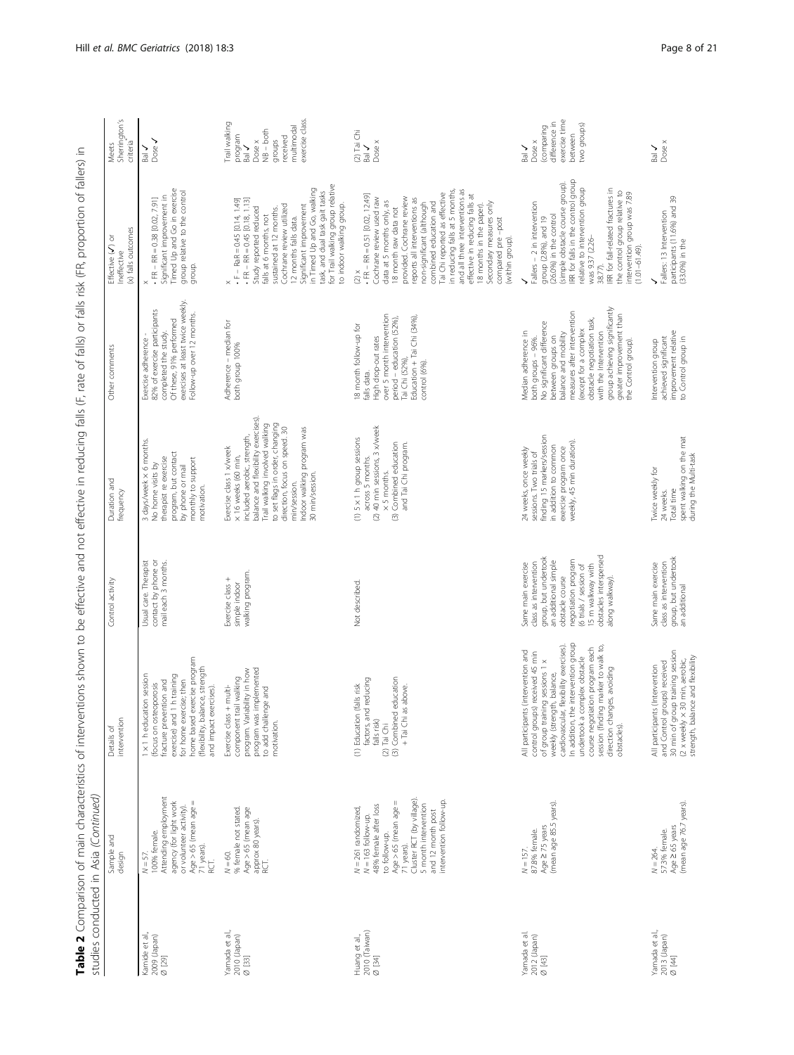**Table 2** Comparison of main characteristics of interventions shown to be effective and not effective in reducing falls (F, rate of falls) or falls risk (FR, proportion of fallers) in studies conducted in Asia *(Continued)*

| | Sample and design | Details of intervention | Control activity | Duration and frequency | Other comments | Effective (✓) or Ineffective (x) falls outcomes | Meets Sherrington's criteria[a] |
|---|---|---|---|---|---|---|---|
| Kamide et al., 2009 (Japan) Ø [29] | N = 57. 100% female. Attending employment agency (for light work or volunteer activity). Age > 65 (mean age = 71 years). RCT. | 1 × 1 h education session (focus on osteoporosis fracture prevention and exercise) and 1 h training for home exercise; then home based exercise program (flexibility, balance, strength and impact exercises). | Usual care. Therapist contact by phone or mail each 3 months. | 3 days/week × 6 months. No home visits by therapist re exercise program, but contact by phone or mail monthly to support motivation. | Exercise adherence - 82% of exercise participants completed the study. Of these, 91% performed exercises at least twice weekly. Follow-up over 12 months. | x • FR – RR = 0.38 [0.02, 7.91] Significant improvement in Timed Up and Go in exercise group relative to the control group. | Bal ✓ Dose ✓ |
| Yamada et al., 2010 (Japan) Ø [33] | N = 60. % female not stated. Age > 65 (mean age approx 80 years). RCT. | Exercise class + multi-component trail walking program. Variability in how program was implemented to add challenge and motivation. | Exercise class + simple indoor walking program. | Exercise class 1 x/week × 16 weeks (60 min, included aerobic, strength, balance and flexibility exercises). Trail walking involved walking to set flags in order, changing direction, focus on speed. 30 min/session. Indoor walking program was 30 min/session. | Adherence – median for both group 100% | x • F – RaR = 0.45 [0.14, 1.49] • FR – RR = 0.45 [0.18, 1.13] Study reported reduced falls at 6 months, not sustained at 12 months. Cochrane review utilized 12 months falls data. Significant improvement in Timed Up and Go, walking task, and dual task gait tasks for Trail walking group relative to indoor walking group. | Trail walking program Bal ✓ Dose x NB – both groups received multimodal exercise class. |
| Huang et al., 2010 (Taiwan) Ø [34] | N = 261 randomized, N = 163 follow-up. 48% female after loss to follow-up. Age > 65 (mean age = 71 years). Cluster RCT (by village). 5 month intervention and 12 month post intervention follow-up. | (1) Education (falls risk factors, and reducing falls risk) (2) Tai Chi (3) Combined education + Tai Chi as above. | Not described. | (1) 5 × 1 h group sessions across 5 months. (2) 40 min sessions, 3 x/week × 5 months. (3) Combined education and Tai Chi program. | 18 month follow-up for falls data. High drop-out rates over 5 month intervention period – education (52%), Tai Chi (52%), Education + Tai Chi (34%), control (6%). | (2) x • FR – RR = 0.51 [0.02, 12.49] Cochrane review used raw data at 5 months only, as 18 month raw data not provided. Cochrane review reports all interventions as non-significant (although combined education and Tai Chi reported as effective in reducing falls at 5 months, and all three interventions as effective in reducing falls at 18 months in the paper). Secondary measures only compared pre –post (within group). | (2) Tai Chi Bal ✓ Dose x |
| Yamada et al. 2012 (Japan) Ø [43] | N = 157. 87.8% female. Age ≥ 75 years (mean age 85.5 years). | All participants (intervention and control groups) received 45 min of group training sessions 1 × weekly (strength, balance, cardiovascular, flexibility exercises). In addition, the intervention group undertook a complex obstacle course negotiation program each session (finding marker to walk to, direction changes, avoiding obstacles). | Same main exercise class as intervention group, but undertook an additional simple obstacle course negotiation program (6 trials / session of 15 m walkway with obstacles interspersed along walkway). | 24 weeks, once weekly sessions. Two trials of finding 15 markers/session in addition to common exercise program once weekly, 45 min duration). | Median adherence in both groups – 96%. No significant difference between groups on balance and mobility measures after intervention (except for a complex obstacle negotiation task, with the intervention group achieving significantly greater improvement than the control group). | ✓ Fallers – 2 in intervention group (2.8%), and 19 (26.0%) in the control (simple obstacle course group). IRR for falls in the control group relative to intervention group was 9.37 (2.26–38.77). IRR for fall-related fractures in the control group relative to intervention group was 7.89 (1.01–61.49). | Bal ✓ Dose x (comparing difference in exercise time between two groups) |
| Yamada et al., 2013 (Japan) Ø [44] | N = 264. 57.3% female. Age ≥ 65 years (mean age 76.7 years). | All participants (Intervention and Control groups) received 30 min of group training session (2 × weekly × 30 min, aerobic, strength, balance and flexibility | Same main exercise class as intervention group, but undertook an additional | Twice weekly for 24 weeks. Total time spent walking on the mat during the Multi-task | Intervention group achieved significant improvement relative to Control group in | ✓ Fallers: 13 Intervention participants (11.6%) and 39 (33.0%) in the | Bal ✓ Dose x |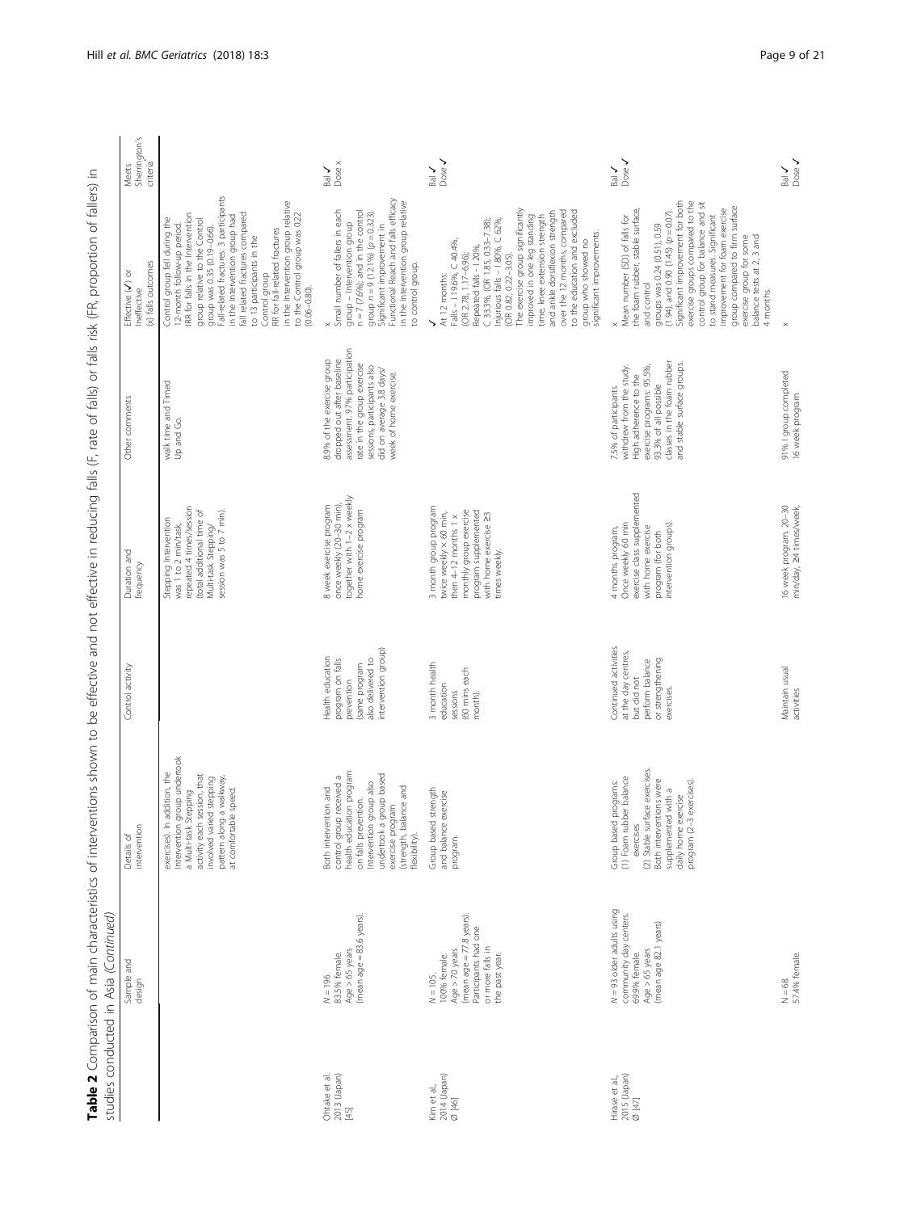**Table 2** Comparison of main characteristics of interventions shown to be effective and not effective in reducing falls (F, rate of falls) or falls risk (FR, proportion of fallers) in studies conducted in Asia *(Continued)*

| | Sample and design | Details of intervention | Control activity | Duration and frequency | Other comments | Effective (✓) or Ineffective (x) falls outcomes | Meets Sherrington's criteria[a] |
|---|---|---|---|---|---|---|---|
| | | exercises). In addition, the Intervention group undertook a Multi-task Stepping activity each session, that involved varied stepping pattern along a walkway, at comfortable speed. | | Stepping Intervention was 1 to 2 min/task, repeated 4 times/session (total additional time of Multi-task Stepping/ session was 5 to 7 min). | walk time and Timed Up and Go. | Control group fell during the 12-month follow-up period. IRR for falls in the Intervention group relative to the Control group was 0.35 (0.19–0.66). Fall-related fractures: 3 participants in the Intervention group had fall related fractures compared to 13 participants in the Control group RR for fall-related fractures in the Intervention group relative to the Control group was 0.22 (0.06–0.80). | |
| Ohtake et al. 2013 (Japan) [45] | N = 196. 83.5% female. Age > 65 years (mean age = 83.6 years). | Both intervention and control group received a health education program on falls prevention. Intervention group also undertook a group based exercise program (strength, balance and flexibility). | Health education program on falls prevention (same program also delivered to intervention group) | 8 week exercise program once weekly (20–30 min), together with 1–2 x weekly home exercise program | 8.9% of the exercise group dropped out after baseline assessment. 97% participation rate in the group exercise sessions, participants also did on average 3.8 days/ week of home exercise. | x Small number of fallers in each group – Intervention group n = 7 (7.6%); and in the control group n = 9 (12.1%) (p = 0.323). Significant improvement in Functional Reach and falls efficacy in the intervention group relative to control group. | Bal ✓ Dose x |
| Kim et al., 2014 (Japan) Ø [46] | N = 105. 100% female. Age > 70 years (mean age = 77.8 years). Participants had one or more falls in the past year. | Group based strength and balance exercise program. | 3 month health education sessions (60 mins each month). | 3 month group program twice weekly × 60 min, then 4–12 months 1 × monthly group exercise program supplemented with home exercise ≥3 times weekly. | | ✓ At 12 months: Falls – I 19.6%, C 40.4%, (OR 2.78, 1.17–6.56); Repeated falls – I 20%, C 33.3%, (OR 1.85, 0.33–7.38); Injurious falls – I 80%, C 62%, (OR 0.82, 0.22–3.05). The exercise group significantly improved in one leg standing time, knee extension strength and ankle dorsiflexion strength over the 12 months, compared to the education and excluded group who showed no significant improvements. | Bal ✓ Dose ✓ |
| Hirase et al., 2015 (Japan) Ø [47] | N = 93 older adults using community day centers. 69.9% female. Age > 65 years (mean age 82.1 years) | Group based programs: (1) Foam rubber balance exercises (2) Stable surface exercises. Both interventions were supplemented with a daily home exercise program (2–3 exercises). | Continued activities at the day centres, but did not perform balance or strengthening exercises. | 4 months program, Once weekly 60 min exercise class supplemented with home exercise program (for both intervention groups). | 7.5% of participants withdrew from the study. High adherence to the exercise programs: 95.5%, 93.3% of all possible classes in the foam rubber and stable surface groups. | x Mean number (SD) of falls for the foam rubber, stable surface, and control groups was 0.24 (0.51), 0.59 (1.94), and 0.90 (1.45) (p = 0.07). Significant improvement for both exercise groups compared to the control group for balance and sit to stand measures. Significant improvement for foam exercise group compared to firm surface exercise group for some balance tests at 2, 3 and 4 months. | Bal ✓ Dose ✓ |
| | N = 68. 57.4% female. | | Maintain usual activities | 16 week program, 20–30 min/day, ≥4 times/week, | 91% I group completed 16 week program | x | Bal ✓ Dose ✓ |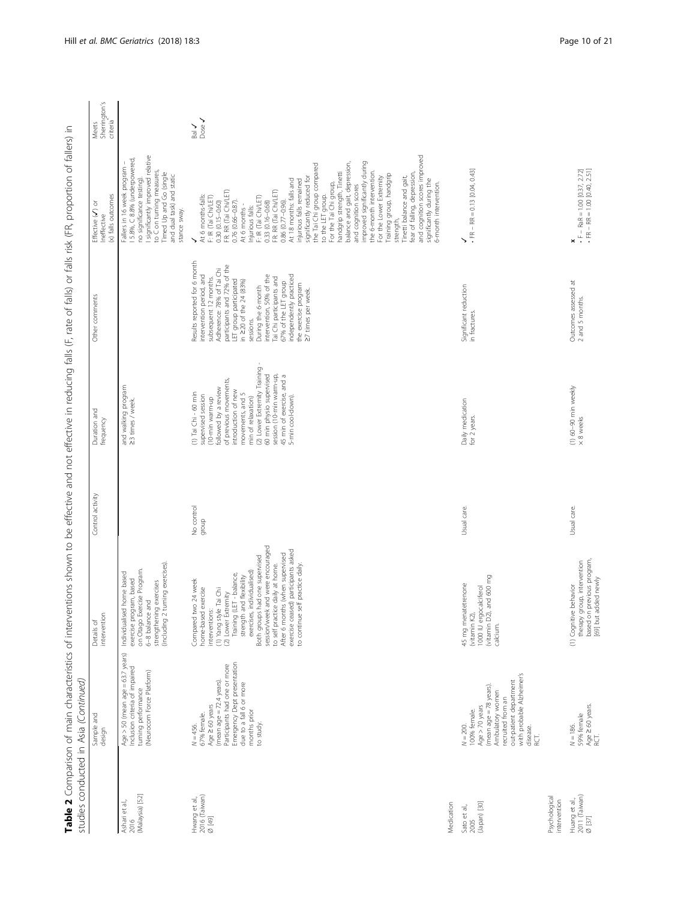**Table 2** Comparison of main characteristics of interventions shown to be effective and not effective in reducing falls (F, rate of falls) or falls risk (FR, proportion of fallers) in studies conducted in Asia *(Continued)*

| | Sample and design | Details of intervention | Control activity | Duration and frequency | Other comments | Effective (✓) or Ineffective (x) falls outcomes | Meets Sherrington's criteria[a] |
|---|---|---|---|---|---|---|---|
| Ashari et al., 2016 (Malaysia) [52] | Age > 50 (mean age = 63.7 years) Inclusion criteria of impaired turning performance (Neurocom Force Platform) | Individualised home based exercise program, based on Otago Exercise Program. 6–8 balance and strengthening exercises (including 2 turning exercises). | | and walking program ≥3 times / week. | | Fallers in 16 week program – I 5.8%, C 8.8% (underpowered, no significance testing). I significantly improved relative to C on turning measures, Timed Up and Go (single and dual task) and static stance sway. | |
| Hwang et al., 2016 (Taiwan) Ø [49] | N = 456. 67% female. Age ≥ 60 years (mean age = 72.4 years). Participants had one or more Emergency Dept presentation due to a fall 6 or more months prior to study. | Compared two 24 week home-based exercise interventions: (1) Yang style Tai Chi (2) Lower Extremity Training (LET - balance, strength and flexibility exercises, individualized) Both groups had one supervised session/week and were encouraged to self practice daily at home. After 6 months (when supervised exercise ceased) participants asked to continue self practice daily. | No control group | (1) Tai Chi - 60 min supervised session (10-min warm-up followed by a review of previous movements, introduction of new movements, and 5 min of relaxation) (2) Lower Extremity Training - 60 min physio supervised session (10-min warm-up, 45 min of exercise, and a 5-min cool-down). | Results reported for 6 month intervention period, and subsequent 12 months. Adherence: 78% of Tai Chi participants and 72% of the LET group participated in ≥20 of the 24 (83%) sessions. During the 6-month intervention, 50% of the Tai Chi participants and 67% of the LET group independently practiced the exercise program ≥7 times per week. | ✓ At 6 months-falls: F- IR (Tai Chi/LET) 0.30 (0.15–0.60) FR: RR (Tai Chi/LET) 0.76 (0.66–0.87). At 6 months - Injurious falls: F- IR (Tai Chi/LET) 0.33 (0.16–0.68) FR: RR (Tai Chi/LET) 0.86 (0.77–0.96). At 18 months: falls and injurious falls remained significantly reduced for the Tai Chi group compared to the LET group. For the Tai Chi group, handgrip strength, Tinetti balance and gait, depression, and cognition scores improved significantly during the 6-month intervention. For the Lower Extremity Training group, handgrip strength, Tinetti balance and gait, fear of falling, depression, and cognition scores improved significantly during the 6-month intervention. | Bal ✓ Dose ✓ |
| Medication | | | | | | | |
| Sato et al., 2005 (Japan) [30] | N = 200. 100% female. Age > 70 years (mean age = 78 years). Ambulatory women recruited from an out-patient department with probable Alzheimer's disease. RCT. | 45 mg menatetrenone (vitamin K2), 1000 IU ergocalciferol (vitamin D2), and 600 mg calcium. | Usual care. | Daily medication for 2 years. | Significant reduction in fractures. | ✓ • FR – RR = 0.13 [0.04, 0.43] | |
| Psychological intervention | | | | | | | |
| Huang et al., 2011 (Taiwan) Ø [37] | N = 186. 59% female Age ≥ 60 years. RCT. | (1) Cognitive behavior therapy group, intervention based on previous program, [69] but added newly | Usual care. | (1) 60–90 min weekly × 8 weeks | Outcomes assessed at 2 and 5 months. | x • F – RaR = 1.00 [0.37, 2.72] • FR – RR = 1.00 [0.40, 2.51] | |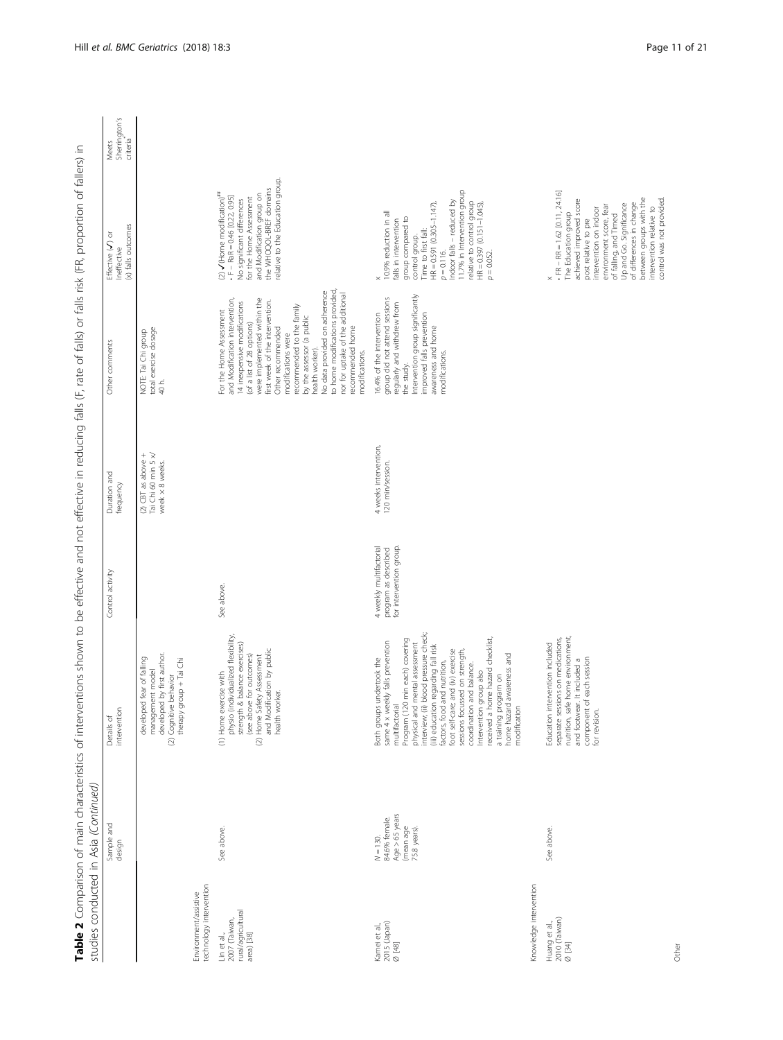**Table 2** Comparison of main characteristics of interventions shown to be effective and not effective in reducing falls (F, rate of falls) or falls risk (FR, proportion of fallers) in studies conducted in Asia *(Continued)*

| | Sample and design | Details of intervention | Control activity | Duration and frequency | Other comments | Effective (✓) or Ineffective (x) falls outcomes | Meets Sherrington's criteria[a] |
|---|---|---|---|---|---|---|---|
| | | developed fear of falling management model developed by first author. (2) Cognitive behavior therapy group + Tai Chi | | (2) CBT as above + Tai Chi 60 min 5 x/ week × 8 weeks. | NOTE: Tai Chi group total exercise dosage 40 h. | | |
| Environment/assistive technology intervention | | | | | | | |
| Lin et al., 2007 (Taiwan, rural/agricultural area) [38] | See above. | (1) Home exercise with physio (individualized flexibility, strength & balance exercises) (see above for outcomes) (2) Home Safety Assessment and Modification by public health worker. | See above. | | For the Home Assessment and Modification intervention, 14 inexpensive modifications (of a list of 28 options) were implemented within the first week of the intervention. Other recommended modifications were recommended to the family by the assessor (a public health worker). No data provided on adherence to home modifications provided, nor for uptake of the additional recommended home modifications. | (2) ✓(Home modification)[##] • F – RaR = 0.46 [0.22, 0.95] No significant differences for the Home Assessment and Modification group on the WHOQOL-BREF domains relative to the Education group. | |
| Kamei et al., 2015 (Japan) Ø [48] | N = 130. 84.6% female. Age > 65 years (mean age 75.8 years). | Both groups undertook the same 4 x weekly falls prevention multifactorial Program (120 min each) covering physical and mental assessment interview; (ii) blood pressure check; (iii) education regarding fall risk factors, food and nutrition, foot self-care; and (iv) exercise sessions focussed on strength, coordination and balance. Intervention group also received a home hazard checklist, a training program on home hazard awareness and modification | 4 weekly multifactorial program as described for intervention group. | 4 weeks intervention, 120 min/session. | 16.4% of the intervention group did not attend sessions regularly and withdrew from the study. Intervention group significantly improved falls prevention awareness and home modifications. | x 10.9% reduction in all falls in intervention group compared to control group. Time to first fall: HR = 0.591 (0.305–1.147), p = 0.116. Indoor falls – reduced by 11.7% in intervention group relative to control group HR = 0.397 (0.151–1.045), p = 0.052. | |
| Knowledge intervention | | | | | | | |
| Huang et al., 2010 (Taiwan) Ø [34] | See above. | Education intervention included separate sessions on medications, nutrition, safe home environment, and footwear. It included a component of each session for revision. | | | | x • FR – RR = 1.62 [0.11, 24.16] The Education group achieved improved score post relative to pre intervention on indoor environment score, fear of falling, and Timed Up and Go. Significance of differences in change between groups with the intervention relative to control was not provided. | |
| Other | | | | | | | |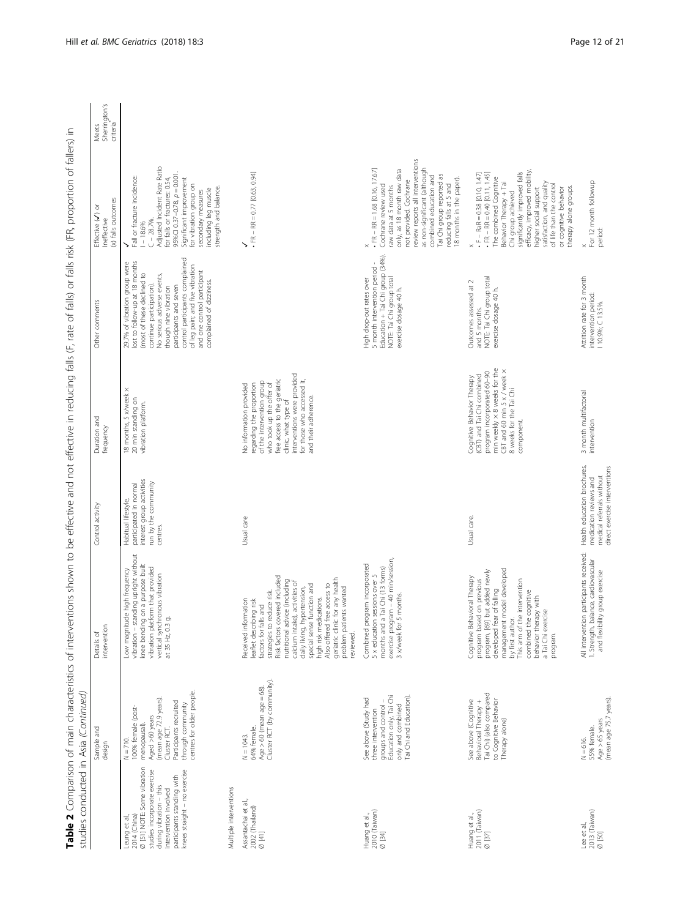**Table 2** Comparison of main characteristics of interventions shown to be effective and not effective in reducing falls (F, rate of falls) or falls risk (FR, proportion of fallers) in studies conducted in Asia *(Continued)*

| | Sample and design | Details of intervention | Control activity | Duration and frequency | Other comments | Effective (✓) or Ineffective (x) falls outcomes | Meets Sherrington's criteria[a] |
|---|---|---|---|---|---|---|---|
| Leung et al., 2014 (China) Ø [51] NOTE: Some vibration studies incorporate exercise during vibration – this intervention involved participants standing with knees straight – no exercise | N = 710. 100% female (post-menopausal). Aged >60 years (mean age 72.9 years). Cluster RCT. Participants recruited through community centres for older people. | Low magnitude high frequency vibration – standing upright without knee bending on a purpose built vibration platform that provided vertical synchronous vibration at 35 Hz, 0.3 g. | Habitual lifestyle, participated in normal interest group activities run by the community centres. | 18 months, 5 x/week × 20 min standing on vibration platform. | 29.7% of vibration group were lost to follow-up at 18 months (most of these declined to continue participation). No serious adverse events, though nine vibration participants and seven control participants complained of leg pain; and five vibration and one control participant complained of dizziness. | ✓ Fall or fracture incidence: I – 18.6% C – 28.7%. Adjusted Incident Rate Ratio for falls or fractures: 0.54, 95%CI 0.37–0.78, $p = 0.001$. Significant improvement for vibration group on secondary measures including leg muscle strength and balance. | |
| Multiple interventions | | | | | | | |
| Assantachai et al., 2002 (Thailand) Ø [41] | N = 1043. 64% female. Age >60 (mean age = 68). Cluster RCT (by community). | Received information leaflet describing risk factors for falls and strategies to reduce risk. Risk factors covered included nutritional advice (including calcium intake), activities of daily living, hypertension, special sense function and high risk medications. Also offered free access to geriatric clinic for any health problem patients wanted reviewed. | Usual care | No information provided regarding the proportion of the intervention group who took up the offer of free access to the geriatric clinic, what type of interventions were provided for those who accessed it, and their adherence. | | ✓ • FR – RR = 0.77 [0.63, 0.94] | |
| Huang et al., 2010 (Taiwan) Ø [34] | See above (Study had three intervention groups and control – Education only, Tai Chi only and combined Tai Chi and Education). | Combined program incorporated 5 x education sessions over 5 months and a Tai Chi (13 forms) exercise program – 40 min/session, 3 x/week for 5 months. | | | High drop-out rates over 5 month intervention period - Education + Tai Chi group (34%). NOTE: Tai Chi group total exercise dosage 40 h. | x • FR – RR = 1.68 [0.16, 17.67] Cochrane review used raw data at 5 months only, as 18 month raw data not provided. Cochrane review reports all interventions as non-significant (although combined education and Tai Chi group reported as reducing falls at 5 and 18 months in the paper). | |
| Huang et al., 2011 (Taiwan) Ø [37] | See above (Cognitive Behavioral Therapy + Tai Chi) (also compared to Cognitive Behavior Therapy alone) | Cognitive Behavioral Therapy program based on previous program, [69] but added newly developed fear of falling management model developed by first author. This arm of the intervention combined the cognitive behavior therapy with a Tai Chi exercise program. | Usual care. | Cognitive Behavior Therapy (CBT) and Tai Chi combined program incorporated 60-90 min weekly × 8 weeks for the CBT and 60 min 5 x / week × 8 weeks for the Tai Chi component. | Outcomes assessed at 2 and 5 months. NOTE: Tai Chi group total exercise dosage 40 h. | x • F – RaR = 0.38 [0.10, 1.47] • FR – RR = 0.40 [0.11, 1.45] The combined Cognitive Behavior Therapy + Tai Chi group achieved significantly improved falls efficacy, improved mobility, higher social support satisfaction, and quality of life than the control or cognitive behavior therapy alone groups. | |
| Lee et al., 2013 (Taiwan) Ø [50] | N = 616. 55% female. Age > 65 years (mean age 75.7 years). | All intervention participants received: 1. Strength, balance, cardiovascular and flexibility group exercise | Health education brochures, medication reviews and medical referrals without direct exercise interventions | 3 month multifactorial intervention | Attrition rate for 3 month intervention period: I 10.9%; C 13.5%. | x For 12 month followup period: | |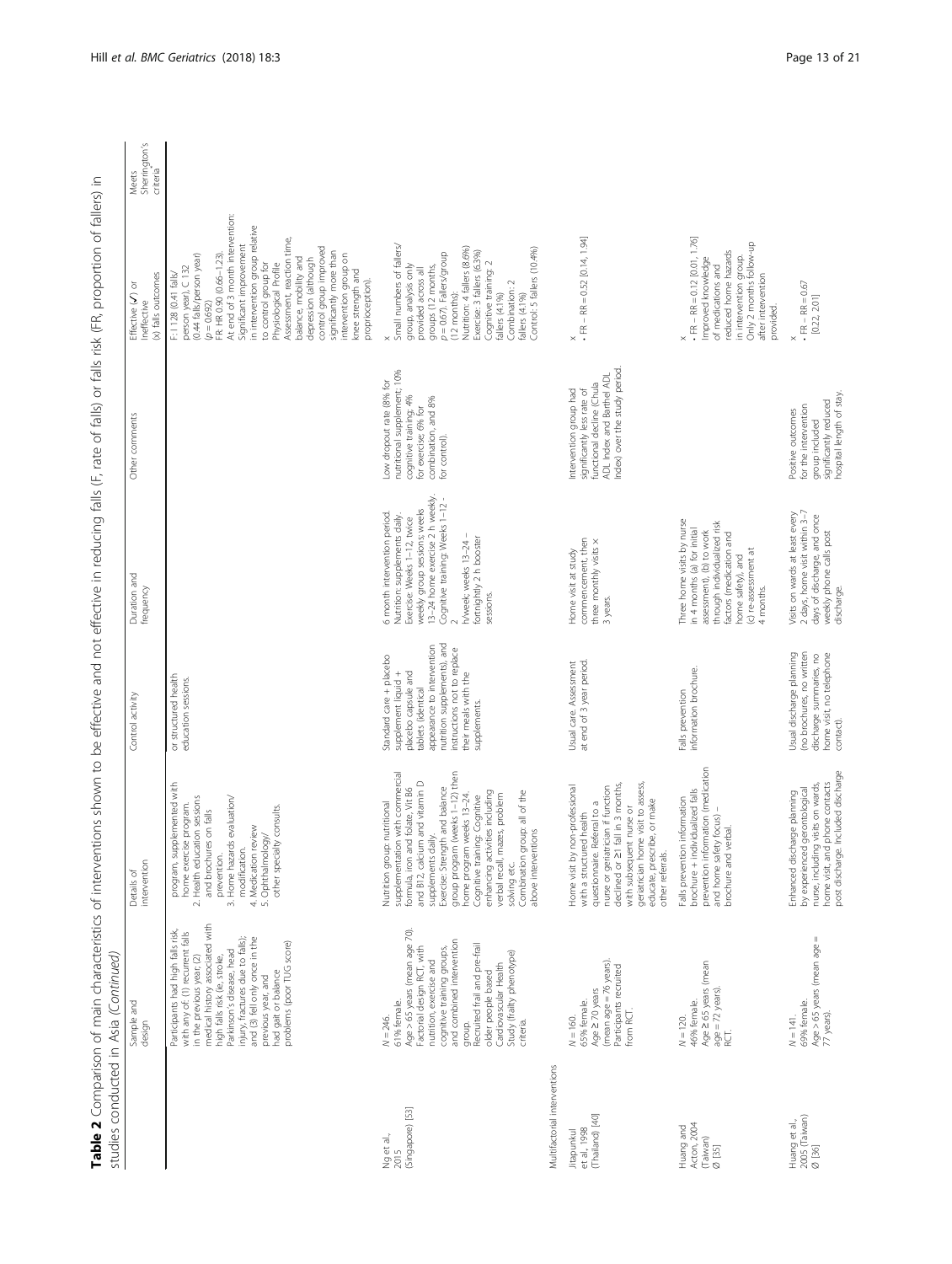**Table 2** Comparison of main characteristics of interventions shown to be effective and not effective in reducing falls (F, rate of falls) or falls risk (FR, proportion of fallers) in studies conducted in Asia *(Continued)*

| | Sample and design | Details of intervention | Control activity | Duration and frequency | Other comments | Effective (✓) or Ineffective (x) falls outcomes | Meets Sherrington's criteria[a] |
|---|---|---|---|---|---|---|---|
| | Participants had high falls risk, with any of: (1) recurrent falls in the previous year; (2) medical history associated with high falls risk (ie, stroke, Parkinson's disease, head injury, fractures due to falls); and (3) fell only once in the previous year, and had gait or balance problems (poor TUG score) | program, supplemented with home exercise program. 2. Health education sessions and brochures on falls prevention. 3. Home hazards evaluation/ modification. 4. Medication review 5. Ophthalmology/ other specialty consults. | or structured health education sessions. | | | F: 1.28 (0.41 falls/ person year), C 1.32 (0.44 falls/person year) ($p = 0.692$) FR: HR 0.90 (0.66–1.23). At end of 3 month intervention: Significant improvement in intervention group relative to control group for Physiological Profile Assessment, reaction time, balance, mobility and depression (although control group improved significantly more than intervention group on knee strength and proprioception). | |
| Ng et al., 2015 (Singapore) [53] | $N = 246$. 61% female. Age > 65 years (mean age 70). Factorial design RCT, with nutrition, exercise and cognitive training groups, and combined intervention group. Recruited frail and pre-frail older people based Cardiovascular Health Study (frailty phenotype) criteria. | Nutrition group: nutritional supplementation with commercial formula, iron and folate, Vit B6 and B12, calcium and vitamin D supplements daily. Exercise: Strength and balance group program (weeks 1–12) then home program weeks 13–24. Cognitive training: Cognitive enhancing activities including verbal recall, mazes, problem solving etc. Combination group: all of the above interventions | Standard care + placebo supplement liquid + placebo capsule and tablets (identical appearance to intervention nutrition supplements), and instructions not to replace their meals with the supplements. | 6 month intervention period. Nutrition: supplements daily. Exercise: Weeks 1–12, twice weekly group sessions; weeks 13–24 home exercise 2 h weekly. Cognitive training: Weeks 1–12 - 2 h/week; weeks 13–24 – fortnightly 2 h booster sessions. | Low dropout rate (8% for nutritional supplement; 10% cognitive training; 4% for exercise; 6% for combination, and 8% for control). | x Small numbers of fallers/ group, analysis only provided across all groups (12 months, $p = 0.67$). Fallers/group (12 months): Nutrition: 4 fallers (8.6%) Exercise: 3 fallers (6.3%) Cognitive training: 2 fallers (4.1%) Combination: 2 fallers (4.1%) Control: 5 fallers (10.4%) | |
| *Multifactorial interventions* | | | | | | | |
| Jitapunkul et al., 1998 (Thailand) [40] | $N = 160$. 65% female. Age ≥ 70 years (mean age = 76 years). Participants recruited from RCT. | Home visit by non-professional with a structured health questionnaire. Referral to a nurse or geriatrician if function declined or ≥1 fall in 3 months, with subsequent nurse or geriatrician home visit to assess, educate, prescribe, or make other referrals. | Usual care. Assessment at end of 3 year period. | Home visit at study commencement, then three monthly visits × 3 years. | Intervention group had significantly less rate of functional decline (Chula ADL Index and Barthel ADL Index) over the study period. | x • FR – RR = 0.52 [0.14, 1.94] | |
| Huang and Acton, 2004 (Taiwan) Ø [35] | $N = 120$. 46% female. Age ≥ 65 years (mean age = 72 years). RCT. | Falls prevention information brochure + individualized falls prevention information (medication and home safety focus) – brochure and verbal. | Falls prevention information brochure. | Three home visits by nurse in 4 months (a) for initial assessment), (b) to work through individualized risk factors (medication and home safety), and (c) re-assessment at 4 months. | | x • FR – RR = 0.12 [0.01, 1.76] Improved knowledge of medications and reduced home hazards in intervention group. Only 2 months follow-up after intervention provided. | |
| Huang et al., 2005 (Taiwan) Ø [36] | $N = 141$. 69% female. Age > 65 years (mean age = 77 years). | Enhanced discharge planning by experienced gerontological nurse, including visits on wards, home visit, and phone contacts post discharge. Included discharge | Usual discharge planning (no brochures, no written discharge summaries, no home visit, no telephone contact). | Visits on wards at least every 2 days, home visit within 3–7 days of discharge, and once weekly phone calls post discharge. | Positive outcomes for the intervention group included significantly reduced hospital length of stay. | x • FR – RR = 0.67 [0.22, 2.01] | |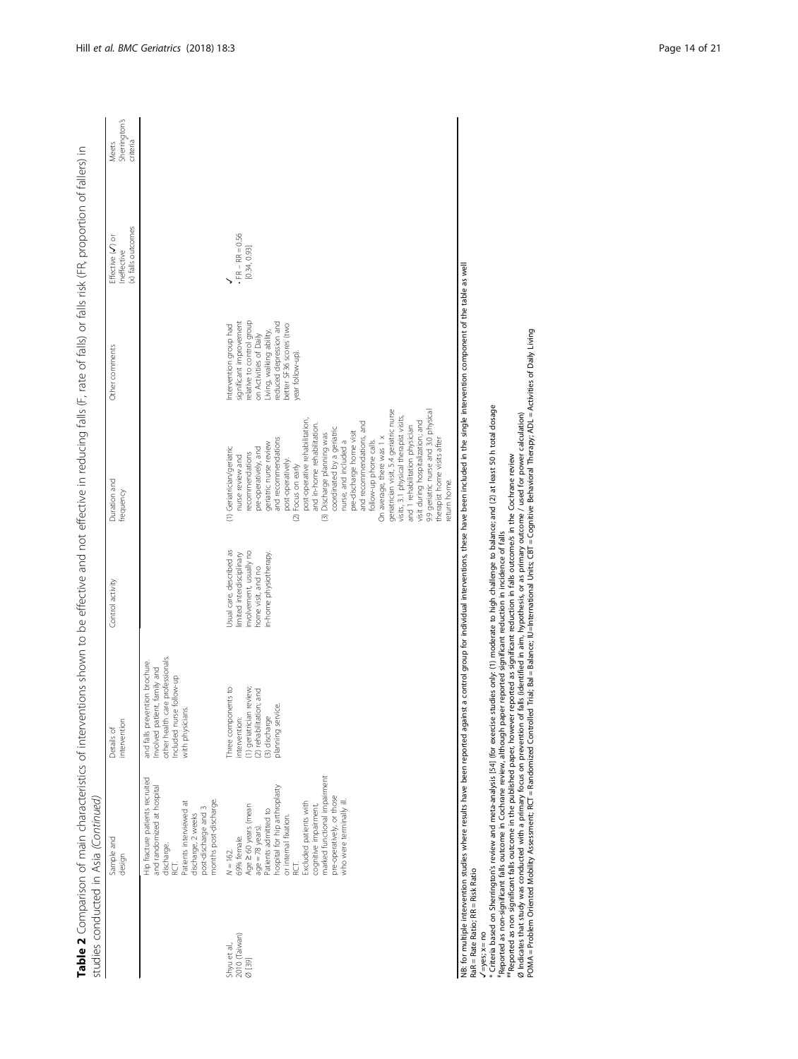**Table 2** Comparison of main characteristics of interventions shown to be effective and not effective in reducing falls (F, rate of falls) or falls risk (FR, proportion of fallers) in studies conducted in Asia *(Continued)*

| | Sample and design | Details of intervention | Control activity | Duration and frequency | Other comments | Effective (✓) or Ineffective (x) falls outcomes | Meets Sherrington's criteria[a] |
|---|---|---|---|---|---|---|---|
| | Hip fracture patients recruited and randomized at hospital discharge. RCT. Patients interviewed at discharge, 2 weeks post-discharge and 3 months post-discharge. | and falls prevention brochure. Involved patient, family and other health care professionals. Included nurse follow-up with physicians. | | | | | |
| Shyu et al., 2010 (Taiwan) Ø [39] | N = 162. 69% female. Age ≥ 60 years (mean age = 78 years). Patients admitted to hospital for hip arthroplasty or internal fixation. RCT. Excluded patients with cognitive impairment, marked functional impairment pre-operatively, or those who were terminally ill. | Three components to intervention: (1) geriatrician review; (2) rehabilitation; and (3) discharge planning service. | Usual care, described as limited interdisciplinary involvement, usually no home visit, and no in-home physiotherapy. | (1) Geriatrician/geriatric nurse review and recommendations pre-operatively, and geriatric nurse review and recommendations post-operatively. (2) Focus on early post-operative rehabilitation, and in-home rehabilitation. (3) Discharge planning was coordinated by a geriatric nurse, and included a pre-discharge home visit and recommendations, and follow-up phone calls. On average, there was 1 x geriatrician visit, 5.4 geriatric nurse visits, 3.1 physical therapist visits, and 1 rehabilitation physician visit during hospitalization; and 9.9 geriatric nurse and 3.0 physical therapist home visits after return home. | Intervention group had significant improvement relative to control group on Activities of Daily Living, walking ability, reduced depression and better SF-36 scores (two year follow-up). | ✓ • FR – RR = 0.56 [0.34, 0.93] | |

NB: for multiple intervention studies where results have been reported against a control group for individual interventions, these have been included in the single intervention component of the table as well
RaR = Rate Ratio; RR = Risk Ratio
✓=yes; x = no
[a] Criteria based on Sherrington's review and meta-analysis [54] (for exercise studies only: (1) moderate to high challenge to balance; and (2) at least 50 h total dosage
[#]Reported as non-significant falls outcome in Cochrane review, although paper reported significant reduction in incidence of falls
[##]Reported as non significant falls outcome in the published paper, however reported as significant reduction in falls outcome/s in the Cochrane review
Ø Indicates that study was conducted with a primary focus on prevention of falls (identified in aim, hypothesis, or as primary outcome / used for power calculation)
POMA = Problem Oriented Mobility Assessment; RCT = Randomized Controlled Trial; Bal = Balance; IU=International Units; CBT = Cognitive Behavioral Therapy; ADL = Activities of Daily Living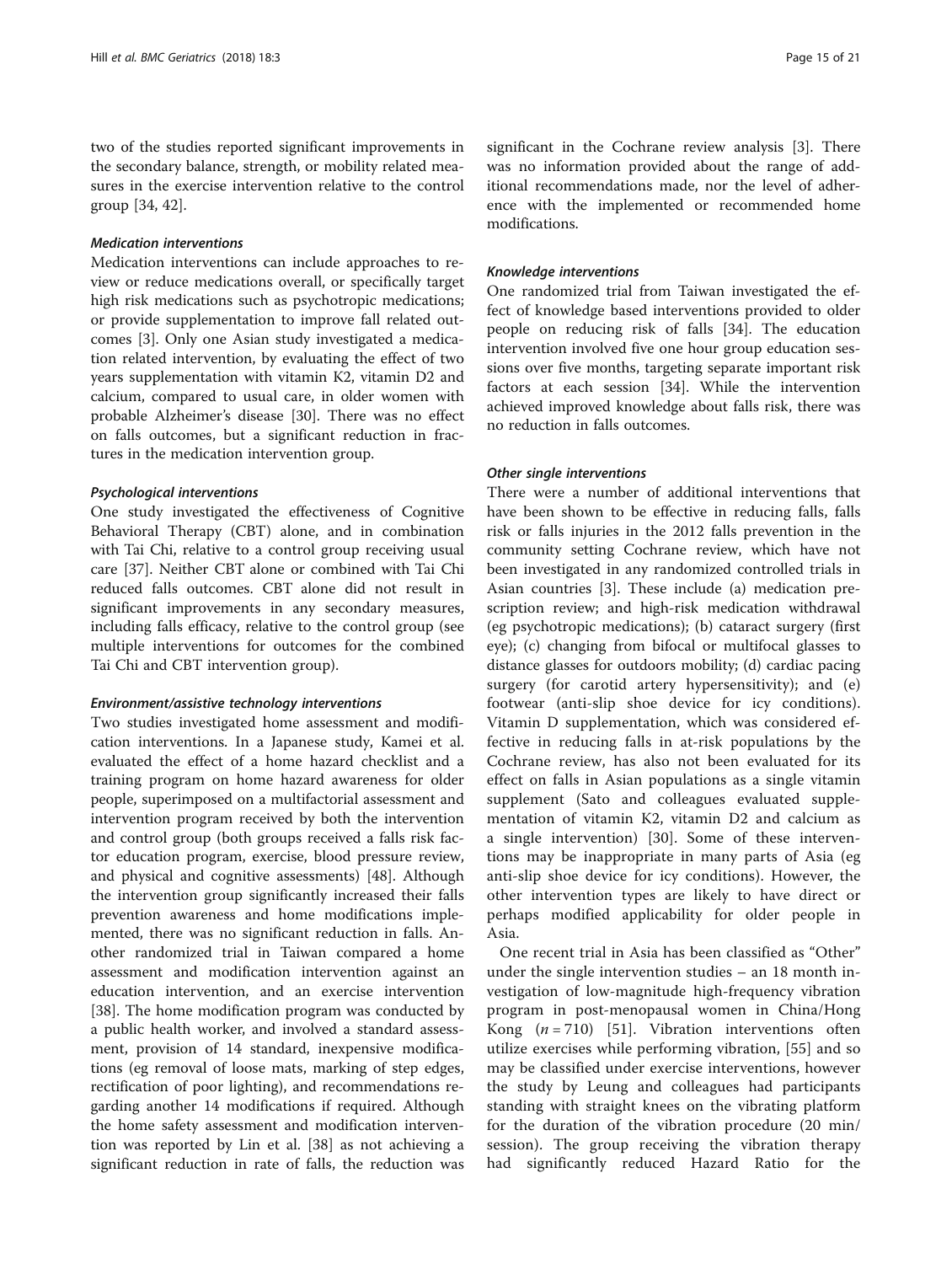two of the studies reported significant improvements in the secondary balance, strength, or mobility related measures in the exercise intervention relative to the control group [34, 42].

#### *Medication interventions*

Medication interventions can include approaches to review or reduce medications overall, or specifically target high risk medications such as psychotropic medications; or provide supplementation to improve fall related outcomes [3]. Only one Asian study investigated a medication related intervention, by evaluating the effect of two years supplementation with vitamin K2, vitamin D2 and calcium, compared to usual care, in older women with probable Alzheimer's disease [30]. There was no effect on falls outcomes, but a significant reduction in fractures in the medication intervention group.

#### *Psychological interventions*

One study investigated the effectiveness of Cognitive Behavioral Therapy (CBT) alone, and in combination with Tai Chi, relative to a control group receiving usual care [37]. Neither CBT alone or combined with Tai Chi reduced falls outcomes. CBT alone did not result in significant improvements in any secondary measures, including falls efficacy, relative to the control group (see multiple interventions for outcomes for the combined Tai Chi and CBT intervention group).

#### *Environment/assistive technology interventions*

Two studies investigated home assessment and modification interventions. In a Japanese study, Kamei et al. evaluated the effect of a home hazard checklist and a training program on home hazard awareness for older people, superimposed on a multifactorial assessment and intervention program received by both the intervention and control group (both groups received a falls risk factor education program, exercise, blood pressure review, and physical and cognitive assessments) [48]. Although the intervention group significantly increased their falls prevention awareness and home modifications implemented, there was no significant reduction in falls. Another randomized trial in Taiwan compared a home assessment and modification intervention against an education intervention, and an exercise intervention [38]. The home modification program was conducted by a public health worker, and involved a standard assessment, provision of 14 standard, inexpensive modifications (eg removal of loose mats, marking of step edges, rectification of poor lighting), and recommendations regarding another 14 modifications if required. Although the home safety assessment and modification intervention was reported by Lin et al. [38] as not achieving a significant reduction in rate of falls, the reduction was significant in the Cochrane review analysis [3]. There was no information provided about the range of additional recommendations made, nor the level of adherence with the implemented or recommended home modifications.

#### *Knowledge interventions*

One randomized trial from Taiwan investigated the effect of knowledge based interventions provided to older people on reducing risk of falls [34]. The education intervention involved five one hour group education sessions over five months, targeting separate important risk factors at each session [34]. While the intervention achieved improved knowledge about falls risk, there was no reduction in falls outcomes.

#### *Other single interventions*

There were a number of additional interventions that have been shown to be effective in reducing falls, falls risk or falls injuries in the 2012 falls prevention in the community setting Cochrane review, which have not been investigated in any randomized controlled trials in Asian countries [3]. These include (a) medication prescription review; and high-risk medication withdrawal (eg psychotropic medications); (b) cataract surgery (first eye); (c) changing from bifocal or multifocal glasses to distance glasses for outdoors mobility; (d) cardiac pacing surgery (for carotid artery hypersensitivity); and (e) footwear (anti-slip shoe device for icy conditions). Vitamin D supplementation, which was considered effective in reducing falls in at-risk populations by the Cochrane review, has also not been evaluated for its effect on falls in Asian populations as a single vitamin supplement (Sato and colleagues evaluated supplementation of vitamin K2, vitamin D2 and calcium as a single intervention) [30]. Some of these interventions may be inappropriate in many parts of Asia (eg anti-slip shoe device for icy conditions). However, the other intervention types are likely to have direct or perhaps modified applicability for older people in Asia.

One recent trial in Asia has been classified as "Other" under the single intervention studies – an 18 month investigation of low-magnitude high-frequency vibration program in post-menopausal women in China/Hong Kong ($n = 710$) [51]. Vibration interventions often utilize exercises while performing vibration, [55] and so may be classified under exercise interventions, however the study by Leung and colleagues had participants standing with straight knees on the vibrating platform for the duration of the vibration procedure (20 min/session). The group receiving the vibration therapy had significantly reduced Hazard Ratio for the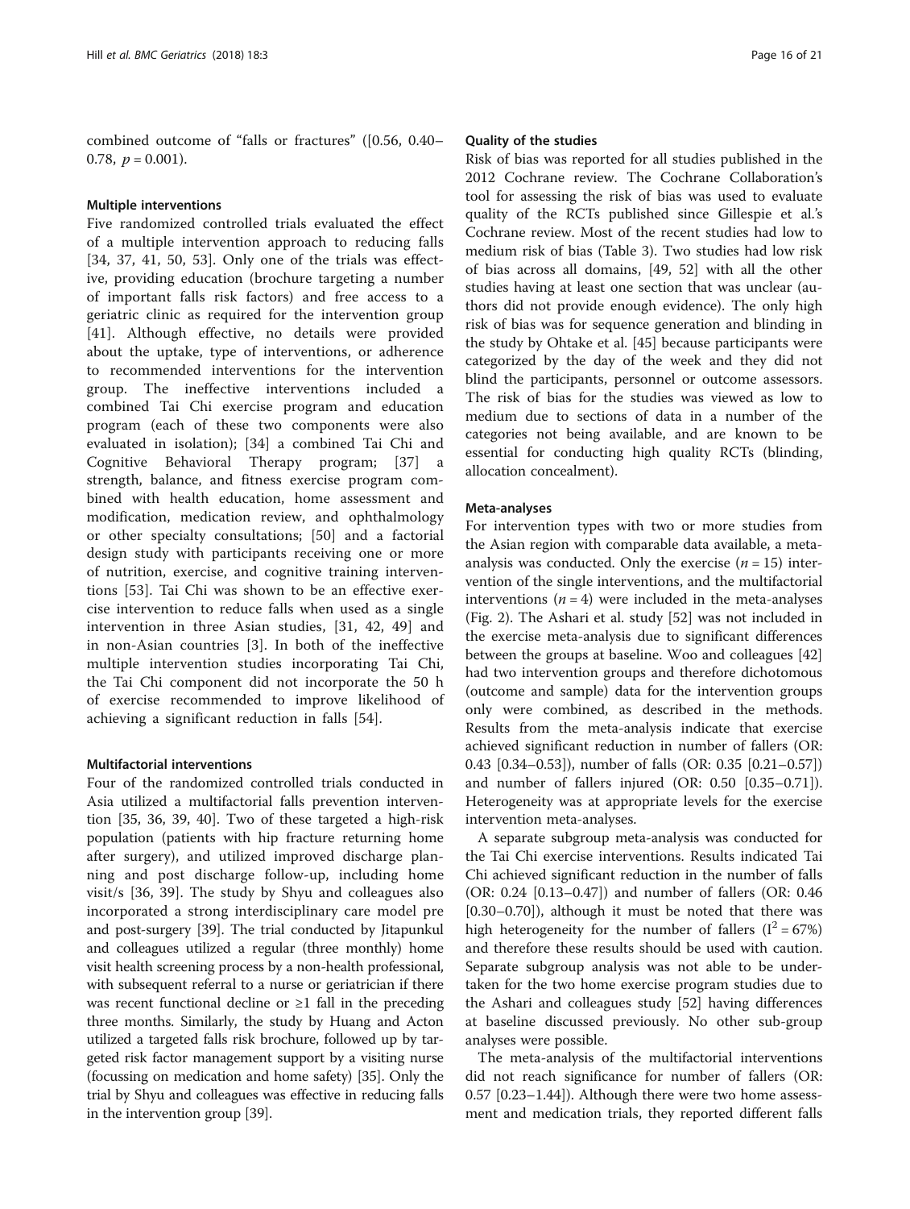combined outcome of "falls or fractures" ([0.56, 0.40–0.78, $p = 0.001$).

### Multiple interventions

Five randomized controlled trials evaluated the effect of a multiple intervention approach to reducing falls [34, 37, 41, 50, 53]. Only one of the trials was effective, providing education (brochure targeting a number of important falls risk factors) and free access to a geriatric clinic as required for the intervention group [41]. Although effective, no details were provided about the uptake, type of interventions, or adherence to recommended interventions for the intervention group. The ineffective interventions included a combined Tai Chi exercise program and education program (each of these two components were also evaluated in isolation); [34] a combined Tai Chi and Cognitive Behavioral Therapy program; [37] a strength, balance, and fitness exercise program combined with health education, home assessment and modification, medication review, and ophthalmology or other specialty consultations; [50] and a factorial design study with participants receiving one or more of nutrition, exercise, and cognitive training interventions [53]. Tai Chi was shown to be an effective exercise intervention to reduce falls when used as a single intervention in three Asian studies, [31, 42, 49] and in non-Asian countries [3]. In both of the ineffective multiple intervention studies incorporating Tai Chi, the Tai Chi component did not incorporate the 50 h of exercise recommended to improve likelihood of achieving a significant reduction in falls [54].

### Multifactorial interventions

Four of the randomized controlled trials conducted in Asia utilized a multifactorial falls prevention intervention [35, 36, 39, 40]. Two of these targeted a high-risk population (patients with hip fracture returning home after surgery), and utilized improved discharge planning and post discharge follow-up, including home visit/s [36, 39]. The study by Shyu and colleagues also incorporated a strong interdisciplinary care model pre and post-surgery [39]. The trial conducted by Jitapunkul and colleagues utilized a regular (three monthly) home visit health screening process by a non-health professional, with subsequent referral to a nurse or geriatrician if there was recent functional decline or ≥1 fall in the preceding three months. Similarly, the study by Huang and Acton utilized a targeted falls risk brochure, followed up by targeted risk factor management support by a visiting nurse (focussing on medication and home safety) [35]. Only the trial by Shyu and colleagues was effective in reducing falls in the intervention group [39].

### Quality of the studies

Risk of bias was reported for all studies published in the 2012 Cochrane review. The Cochrane Collaboration's tool for assessing the risk of bias was used to evaluate quality of the RCTs published since Gillespie et al.'s Cochrane review. Most of the recent studies had low to medium risk of bias (Table 3). Two studies had low risk of bias across all domains, [49, 52] with all the other studies having at least one section that was unclear (authors did not provide enough evidence). The only high risk of bias was for sequence generation and blinding in the study by Ohtake et al. [45] because participants were categorized by the day of the week and they did not blind the participants, personnel or outcome assessors. The risk of bias for the studies was viewed as low to medium due to sections of data in a number of the categories not being available, and are known to be essential for conducting high quality RCTs (blinding, allocation concealment).

### Meta-analyses

For intervention types with two or more studies from the Asian region with comparable data available, a meta-analysis was conducted. Only the exercise ($n = 15$) intervention of the single interventions, and the multifactorial interventions ($n = 4$) were included in the meta-analyses (Fig. 2). The Ashari et al. study [52] was not included in the exercise meta-analysis due to significant differences between the groups at baseline. Woo and colleagues [42] had two intervention groups and therefore dichotomous (outcome and sample) data for the intervention groups only were combined, as described in the methods. Results from the meta-analysis indicate that exercise achieved significant reduction in number of fallers (OR: 0.43 [0.34–0.53]), number of falls (OR: 0.35 [0.21–0.57]) and number of fallers injured (OR: 0.50 [0.35–0.71]). Heterogeneity was at appropriate levels for the exercise intervention meta-analyses.

A separate subgroup meta-analysis was conducted for the Tai Chi exercise interventions. Results indicated Tai Chi achieved significant reduction in the number of falls (OR: 0.24 [0.13–0.47]) and number of fallers (OR: 0.46 [0.30–0.70]), although it must be noted that there was high heterogeneity for the number of fallers ($I^2 = 67\%$) and therefore these results should be used with caution. Separate subgroup analysis was not able to be undertaken for the two home exercise program studies due to the Ashari and colleagues study [52] having differences at baseline discussed previously. No other sub-group analyses were possible.

The meta-analysis of the multifactorial interventions did not reach significance for number of fallers (OR: 0.57 [0.23–1.44]). Although there were two home assessment and medication trials, they reported different falls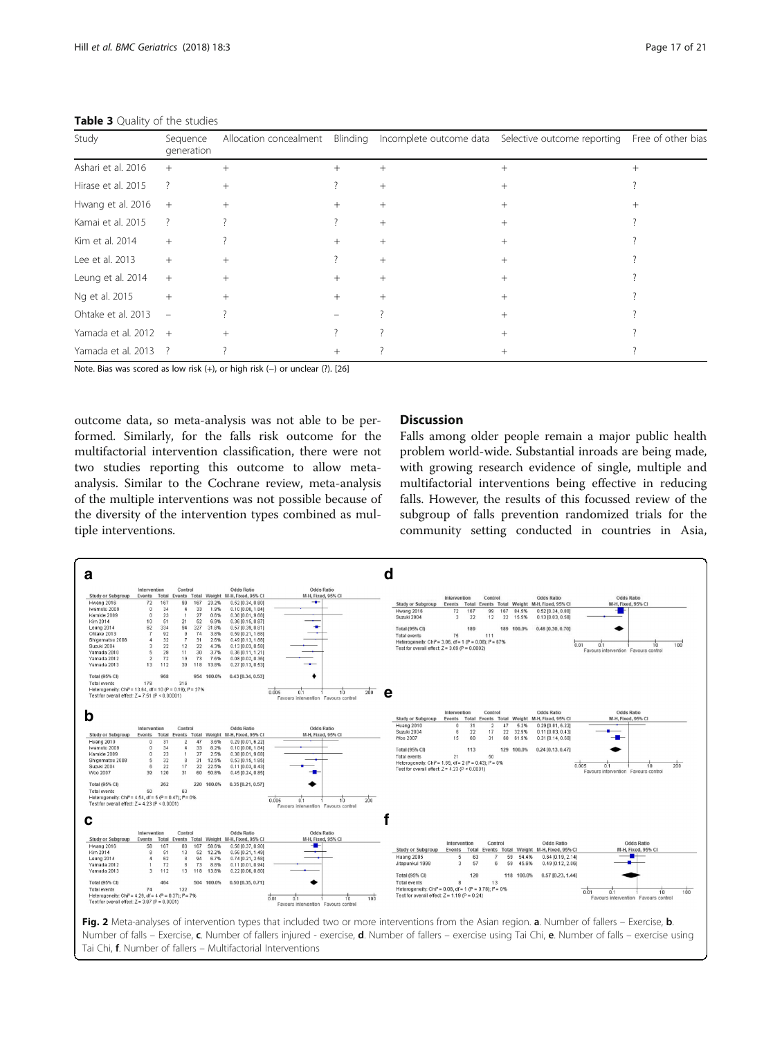**Table 3** Quality of the studies

| Study | Sequence generation | Allocation concealment | Blinding | Incomplete outcome data | Selective outcome reporting | Free of other bias |
|---|---|---|---|---|---|---|
| Ashari et al. 2016 | + | + | + | + | + | + |
| Hirase et al. 2015 | ? | + | ? | + | + | ? |
| Hwang et al. 2016 | + | + | + | + | + | + |
| Kamai et al. 2015 | ? | ? | ? | + | + | ? |
| Kim et al. 2014 | + | ? | + | + | + | ? |
| Lee et al. 2013 | + | + | ? | + | + | ? |
| Leung et al. 2014 | + | + | + | + | + | ? |
| Ng et al. 2015 | + | + | + | + | + | ? |
| Ohtake et al. 2013 | − | ? | − | ? | + | ? |
| Yamada et al. 2012 | + | + | ? | ? | + | ? |
| Yamada et al. 2013 | ? | ? | + | ? | + | ? |

Note. Bias was scored as low risk (+), or high risk (−) or unclear (?). [26]

outcome data, so meta-analysis was not able to be performed. Similarly, for the falls risk outcome for the multifactorial intervention classification, there were not two studies reporting this outcome to allow meta-analysis. Similar to the Cochrane review, meta-analysis of the multiple interventions was not possible because of the diversity of the intervention types combined as multiple interventions.

## Discussion

Falls among older people remain a major public health problem world-wide. Substantial inroads are being made, with growing research evidence of single, multiple and multifactorial interventions being effective in reducing falls. However, the results of this focussed review of the subgroup of falls prevention randomized trials for the community setting conducted in countries in Asia,

**Fig. 2** Meta-analyses of intervention types that included two or more interventions from the Asian region. **a**. Number of fallers – Exercise, **b**. Number of falls – Exercise, **c**. Number of fallers injured - exercise, **d**. Number of fallers – exercise using Tai Chi, **e**. Number of falls – exercise using Tai Chi, **f**. Number of fallers – Multifactorial Interventions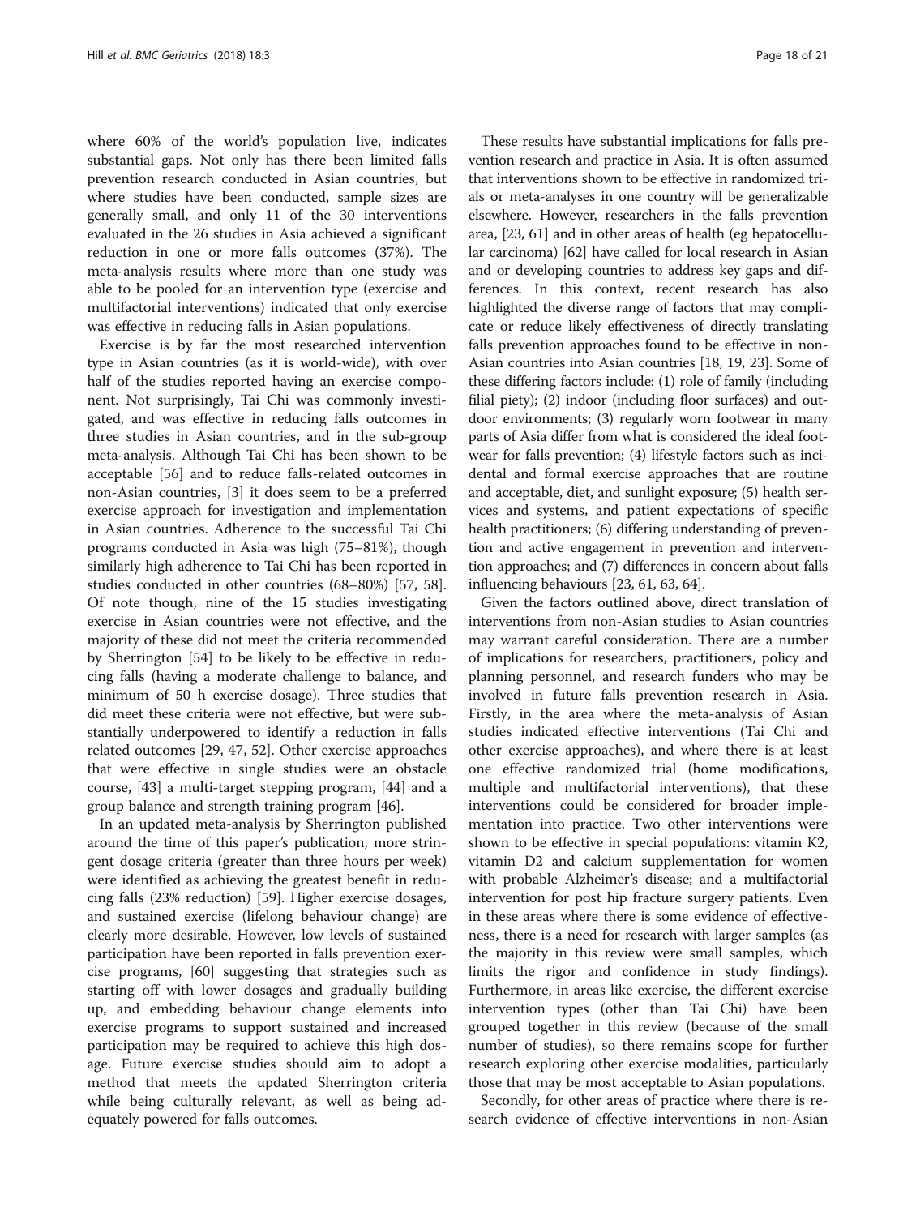where 60% of the world's population live, indicates substantial gaps. Not only has there been limited falls prevention research conducted in Asian countries, but where studies have been conducted, sample sizes are generally small, and only 11 of the 30 interventions evaluated in the 26 studies in Asia achieved a significant reduction in one or more falls outcomes (37%). The meta-analysis results where more than one study was able to be pooled for an intervention type (exercise and multifactorial interventions) indicated that only exercise was effective in reducing falls in Asian populations.

Exercise is by far the most researched intervention type in Asian countries (as it is world-wide), with over half of the studies reported having an exercise component. Not surprisingly, Tai Chi was commonly investigated, and was effective in reducing falls outcomes in three studies in Asian countries, and in the sub-group meta-analysis. Although Tai Chi has been shown to be acceptable [56] and to reduce falls-related outcomes in non-Asian countries, [3] it does seem to be a preferred exercise approach for investigation and implementation in Asian countries. Adherence to the successful Tai Chi programs conducted in Asia was high (75–81%), though similarly high adherence to Tai Chi has been reported in studies conducted in other countries (68–80%) [57, 58]. Of note though, nine of the 15 studies investigating exercise in Asian countries were not effective, and the majority of these did not meet the criteria recommended by Sherrington [54] to be likely to be effective in reducing falls (having a moderate challenge to balance, and minimum of 50 h exercise dosage). Three studies that did meet these criteria were not effective, but were substantially underpowered to identify a reduction in falls related outcomes [29, 47, 52]. Other exercise approaches that were effective in single studies were an obstacle course, [43] a multi-target stepping program, [44] and a group balance and strength training program [46].

In an updated meta-analysis by Sherrington published around the time of this paper's publication, more stringent dosage criteria (greater than three hours per week) were identified as achieving the greatest benefit in reducing falls (23% reduction) [59]. Higher exercise dosages, and sustained exercise (lifelong behaviour change) are clearly more desirable. However, low levels of sustained participation have been reported in falls prevention exercise programs, [60] suggesting that strategies such as starting off with lower dosages and gradually building up, and embedding behaviour change elements into exercise programs to support sustained and increased participation may be required to achieve this high dosage. Future exercise studies should aim to adopt a method that meets the updated Sherrington criteria while being culturally relevant, as well as being adequately powered for falls outcomes.

These results have substantial implications for falls prevention research and practice in Asia. It is often assumed that interventions shown to be effective in randomized trials or meta-analyses in one country will be generalizable elsewhere. However, researchers in the falls prevention area, [23, 61] and in other areas of health (eg hepatocellular carcinoma) [62] have called for local research in Asian and or developing countries to address key gaps and differences. In this context, recent research has also highlighted the diverse range of factors that may complicate or reduce likely effectiveness of directly translating falls prevention approaches found to be effective in non-Asian countries into Asian countries [18, 19, 23]. Some of these differing factors include: (1) role of family (including filial piety); (2) indoor (including floor surfaces) and outdoor environments; (3) regularly worn footwear in many parts of Asia differ from what is considered the ideal footwear for falls prevention; (4) lifestyle factors such as incidental and formal exercise approaches that are routine and acceptable, diet, and sunlight exposure; (5) health services and systems, and patient expectations of specific health practitioners; (6) differing understanding of prevention and active engagement in prevention and intervention approaches; and (7) differences in concern about falls influencing behaviours [23, 61, 63, 64].

Given the factors outlined above, direct translation of interventions from non-Asian studies to Asian countries may warrant careful consideration. There are a number of implications for researchers, practitioners, policy and planning personnel, and research funders who may be involved in future falls prevention research in Asia. Firstly, in the area where the meta-analysis of Asian studies indicated effective interventions (Tai Chi and other exercise approaches), and where there is at least one effective randomized trial (home modifications, multiple and multifactorial interventions), that these interventions could be considered for broader implementation into practice. Two other interventions were shown to be effective in special populations: vitamin K2, vitamin D2 and calcium supplementation for women with probable Alzheimer's disease; and a multifactorial intervention for post hip fracture surgery patients. Even in these areas where there is some evidence of effectiveness, there is a need for research with larger samples (as the majority in this review were small samples, which limits the rigor and confidence in study findings). Furthermore, in areas like exercise, the different exercise intervention types (other than Tai Chi) have been grouped together in this review (because of the small number of studies), so there remains scope for further research exploring other exercise modalities, particularly those that may be most acceptable to Asian populations.

Secondly, for other areas of practice where there is research evidence of effective interventions in non-Asian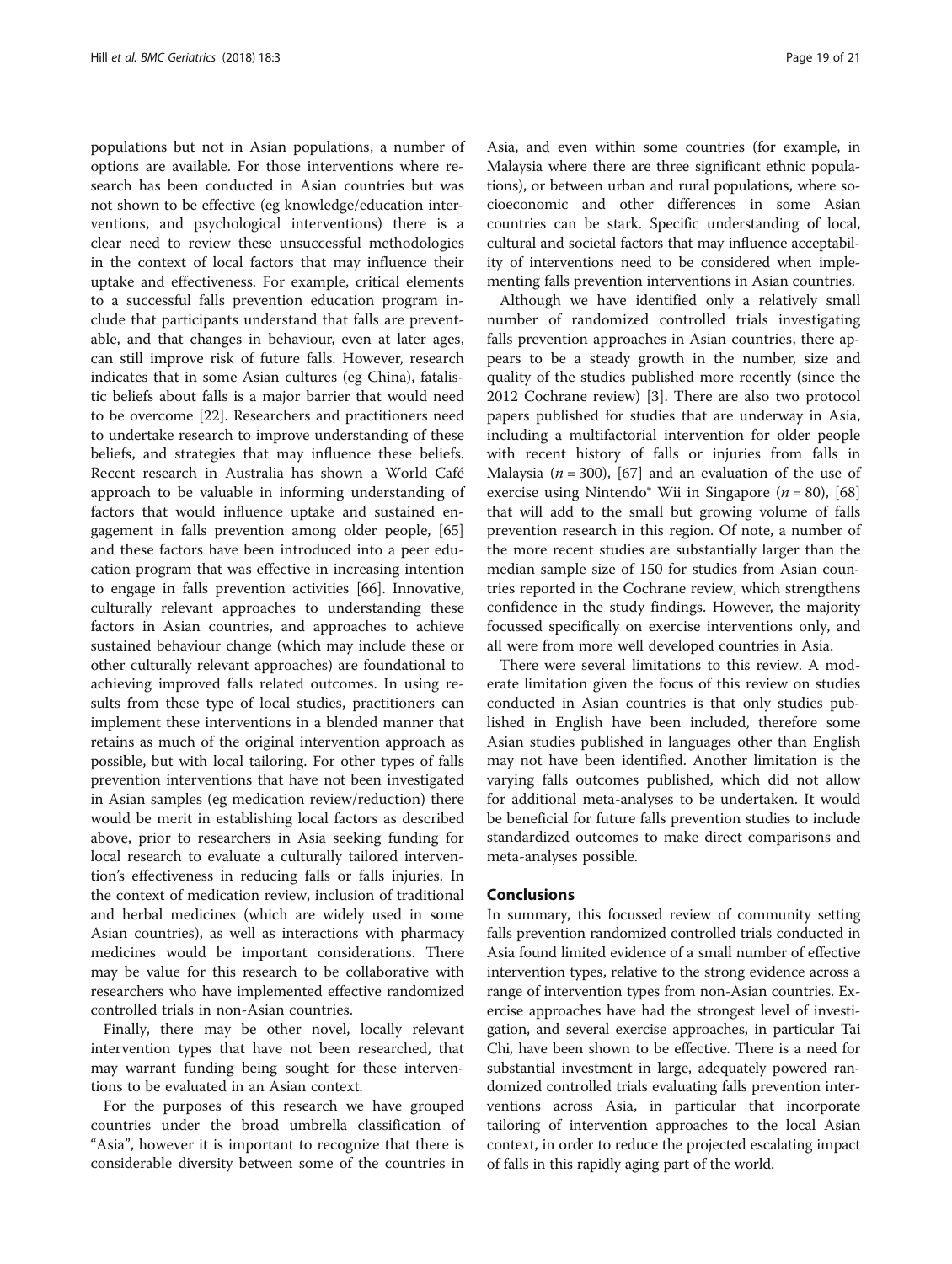populations but not in Asian populations, a number of options are available. For those interventions where research has been conducted in Asian countries but was not shown to be effective (eg knowledge/education interventions, and psychological interventions) there is a clear need to review these unsuccessful methodologies in the context of local factors that may influence their uptake and effectiveness. For example, critical elements to a successful falls prevention education program include that participants understand that falls are preventable, and that changes in behaviour, even at later ages, can still improve risk of future falls. However, research indicates that in some Asian cultures (eg China), fatalistic beliefs about falls is a major barrier that would need to be overcome [22]. Researchers and practitioners need to undertake research to improve understanding of these beliefs, and strategies that may influence these beliefs. Recent research in Australia has shown a World Café approach to be valuable in informing understanding of factors that would influence uptake and sustained engagement in falls prevention among older people, [65] and these factors have been introduced into a peer education program that was effective in increasing intention to engage in falls prevention activities [66]. Innovative, culturally relevant approaches to understanding these factors in Asian countries, and approaches to achieve sustained behaviour change (which may include these or other culturally relevant approaches) are foundational to achieving improved falls related outcomes. In using results from these type of local studies, practitioners can implement these interventions in a blended manner that retains as much of the original intervention approach as possible, but with local tailoring. For other types of falls prevention interventions that have not been investigated in Asian samples (eg medication review/reduction) there would be merit in establishing local factors as described above, prior to researchers in Asia seeking funding for local research to evaluate a culturally tailored intervention's effectiveness in reducing falls or falls injuries. In the context of medication review, inclusion of traditional and herbal medicines (which are widely used in some Asian countries), as well as interactions with pharmacy medicines would be important considerations. There may be value for this research to be collaborative with researchers who have implemented effective randomized controlled trials in non-Asian countries.

Finally, there may be other novel, locally relevant intervention types that have not been researched, that may warrant funding being sought for these interventions to be evaluated in an Asian context.

For the purposes of this research we have grouped countries under the broad umbrella classification of "Asia", however it is important to recognize that there is considerable diversity between some of the countries in Asia, and even within some countries (for example, in Malaysia where there are three significant ethnic populations), or between urban and rural populations, where socioeconomic and other differences in some Asian countries can be stark. Specific understanding of local, cultural and societal factors that may influence acceptability of interventions need to be considered when implementing falls prevention interventions in Asian countries.

Although we have identified only a relatively small number of randomized controlled trials investigating falls prevention approaches in Asian countries, there appears to be a steady growth in the number, size and quality of the studies published more recently (since the 2012 Cochrane review) [3]. There are also two protocol papers published for studies that are underway in Asia, including a multifactorial intervention for older people with recent history of falls or injuries from falls in Malaysia ($n = 300$), [67] and an evaluation of the use of exercise using Nintendo® Wii in Singapore ($n = 80$), [68] that will add to the small but growing volume of falls prevention research in this region. Of note, a number of the more recent studies are substantially larger than the median sample size of 150 for studies from Asian countries reported in the Cochrane review, which strengthens confidence in the study findings. However, the majority focussed specifically on exercise interventions only, and all were from more well developed countries in Asia.

There were several limitations to this review. A moderate limitation given the focus of this review on studies conducted in Asian countries is that only studies published in English have been included, therefore some Asian studies published in languages other than English may not have been identified. Another limitation is the varying falls outcomes published, which did not allow for additional meta-analyses to be undertaken. It would be beneficial for future falls prevention studies to include standardized outcomes to make direct comparisons and meta-analyses possible.

## Conclusions

In summary, this focussed review of community setting falls prevention randomized controlled trials conducted in Asia found limited evidence of a small number of effective intervention types, relative to the strong evidence across a range of intervention types from non-Asian countries. Exercise approaches have had the strongest level of investigation, and several exercise approaches, in particular Tai Chi, have been shown to be effective. There is a need for substantial investment in large, adequately powered randomized controlled trials evaluating falls prevention interventions across Asia, in particular that incorporate tailoring of intervention approaches to the local Asian context, in order to reduce the projected escalating impact of falls in this rapidly aging part of the world.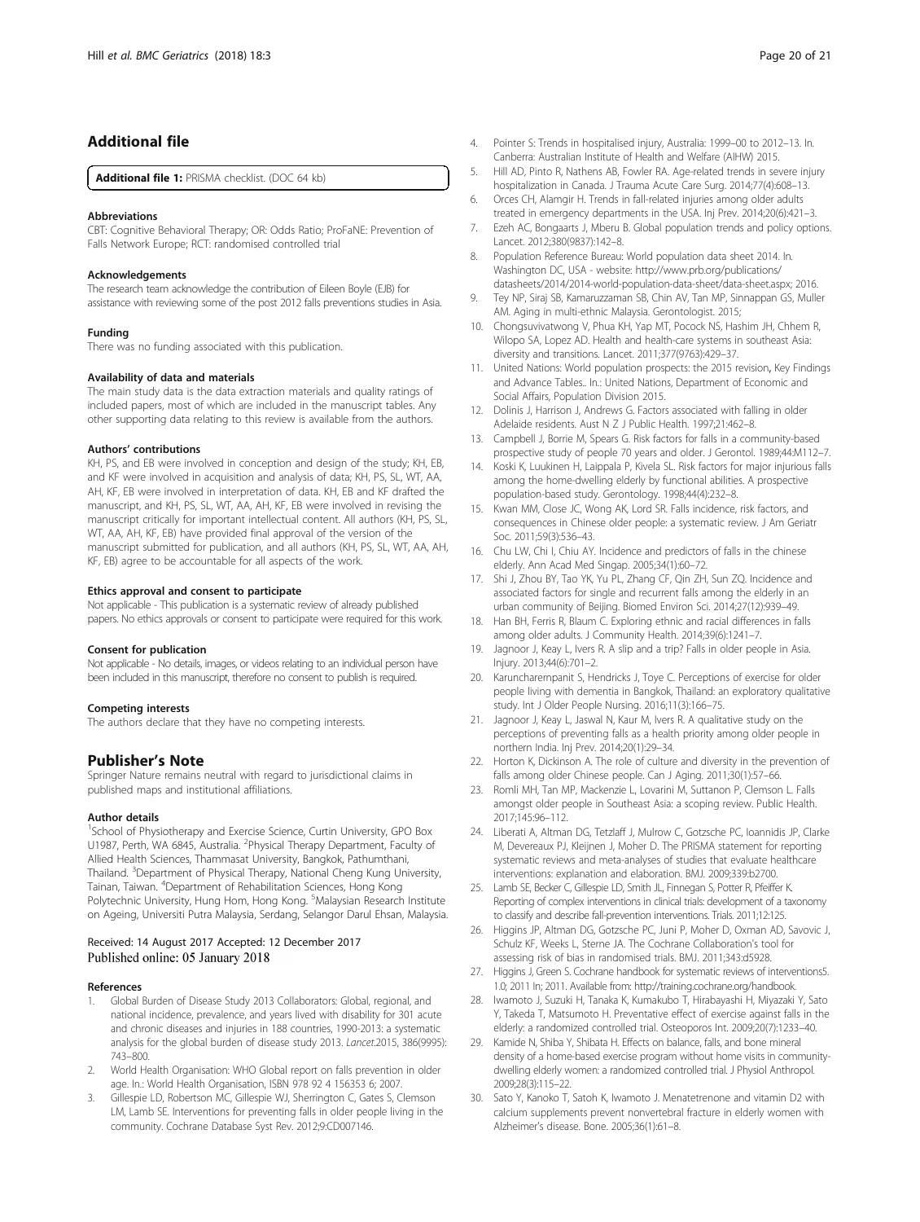## Additional file

**Additional file 1:** PRISMA checklist. (DOC 64 kb)

#### Abbreviations

CBT: Cognitive Behavioral Therapy; OR: Odds Ratio; ProFaNE: Prevention of Falls Network Europe; RCT: randomised controlled trial

#### Acknowledgements

The research team acknowledge the contribution of Eileen Boyle (EJB) for assistance with reviewing some of the post 2012 falls preventions studies in Asia.

#### Funding

There was no funding associated with this publication.

#### Availability of data and materials

The main study data is the data extraction materials and quality ratings of included papers, most of which are included in the manuscript tables. Any other supporting data relating to this review is available from the authors.

#### Authors' contributions

KH, PS, and EB were involved in conception and design of the study; KH, EB, and KF were involved in acquisition and analysis of data; KH, PS, SL, WT, AA, AH, KF, EB were involved in interpretation of data. KH, EB and KF drafted the manuscript, and KH, PS, SL, WT, AA, AH, KF, EB were involved in revising the manuscript critically for important intellectual content. All authors (KH, PS, SL, WT, AA, AH, KF, EB) have provided final approval of the version of the manuscript submitted for publication, and all authors (KH, PS, SL, WT, AA, AH, KF, EB) agree to be accountable for all aspects of the work.

#### Ethics approval and consent to participate

Not applicable - This publication is a systematic review of already published papers. No ethics approvals or consent to participate were required for this work.

#### Consent for publication

Not applicable - No details, images, or videos relating to an individual person have been included in this manuscript, therefore no consent to publish is required.

#### Competing interests

The authors declare that they have no competing interests.

## Publisher's Note

Springer Nature remains neutral with regard to jurisdictional claims in published maps and institutional affiliations.

#### Author details

[1]School of Physiotherapy and Exercise Science, Curtin University, GPO Box U1987, Perth, WA 6845, Australia. [2]Physical Therapy Department, Faculty of Allied Health Sciences, Thammasat University, Bangkok, Pathumthani, Thailand. [3]Department of Physical Therapy, National Cheng Kung University, Tainan, Taiwan. [4]Department of Rehabilitation Sciences, Hong Kong Polytechnic University, Hung Hom, Hong Kong. [5]Malaysian Research Institute on Ageing, Universiti Putra Malaysia, Serdang, Selangor Darul Ehsan, Malaysia.

Received: 14 August 2017 Accepted: 12 December 2017
Published online: 05 January 2018

#### References

1. Global Burden of Disease Study 2013 Collaborators: Global, regional, and national incidence, prevalence, and years lived with disability for 301 acute and chronic diseases and injuries in 188 countries, 1990-2013: a systematic analysis for the global burden of disease study 2013. *Lancet*.2015, 386(9995): 743–800.
2. World Health Organisation: WHO Global report on falls prevention in older age. In.: World Health Organisation, ISBN 978 92 4 156353 6; 2007.
3. Gillespie LD, Robertson MC, Gillespie WJ, Sherrington C, Gates S, Clemson LM, Lamb SE. Interventions for preventing falls in older people living in the community. Cochrane Database Syst Rev. 2012;9:CD007146.
4. Pointer S: Trends in hospitalised injury, Australia: 1999–00 to 2012–13. In. Canberra: Australian Institute of Health and Welfare (AIHW) 2015.
5. Hill AD, Pinto R, Nathens AB, Fowler RA. Age-related trends in severe injury hospitalization in Canada. J Trauma Acute Care Surg. 2014;77(4):608–13.
6. Orces CH, Alamgir H. Trends in fall-related injuries among older adults treated in emergency departments in the USA. Inj Prev. 2014;20(6):421–3.
7. Ezeh AC, Bongaarts J, Mberu B. Global population trends and policy options. Lancet. 2012;380(9837):142–8.
8. Population Reference Bureau: World population data sheet 2014. In. Washington DC, USA - website: http://www.prb.org/publications/datasheets/2014/2014-world-population-data-sheet/data-sheet.aspx; 2016.
9. Tey NP, Siraj SB, Kamaruzzaman SB, Chin AV, Tan MP, Sinnappan GS, Muller AM. Aging in multi-ethnic Malaysia. Gerontologist. 2015;
10. Chongsuvivatwong V, Phua KH, Yap MT, Pocock NS, Hashim JH, Chhem R, Wilopo SA, Lopez AD. Health and health-care systems in southeast Asia: diversity and transitions. Lancet. 2011;377(9763):429–37.
11. United Nations: World population prospects: the 2015 revision, Key Findings and Advance Tables.. In.: United Nations, Department of Economic and Social Affairs, Population Division 2015.
12. Dolinis J, Harrison J, Andrews G. Factors associated with falling in older Adelaide residents. Aust N Z J Public Health. 1997;21:462–8.
13. Campbell J, Borrie M, Spears G. Risk factors for falls in a community-based prospective study of people 70 years and older. J Gerontol. 1989;44:M112–7.
14. Koski K, Luukinen H, Laippala P, Kivela SL. Risk factors for major injurious falls among the home-dwelling elderly by functional abilities. A prospective population-based study. Gerontology. 1998;44(4):232–8.
15. Kwan MM, Close JC, Wong AK, Lord SR. Falls incidence, risk factors, and consequences in Chinese older people: a systematic review. J Am Geriatr Soc. 2011;59(3):536–43.
16. Chu LW, Chi I, Chiu AY. Incidence and predictors of falls in the chinese elderly. Ann Acad Med Singap. 2005;34(1):60–72.
17. Shi J, Zhou BY, Tao YK, Yu PL, Zhang CF, Qin ZH, Sun ZQ. Incidence and associated factors for single and recurrent falls among the elderly in an urban community of Beijing. Biomed Environ Sci. 2014;27(12):939–49.
18. Han BH, Ferris R, Blaum C. Exploring ethnic and racial differences in falls among older adults. J Community Health. 2014;39(6):1241–7.
19. Jagnoor J, Keay L, Ivers R. A slip and a trip? Falls in older people in Asia. Injury. 2013;44(6):701–2.
20. Karuncharernpanit S, Hendricks J, Toye C. Perceptions of exercise for older people living with dementia in Bangkok, Thailand: an exploratory qualitative study. Int J Older People Nursing. 2016;11(3):166–75.
21. Jagnoor J, Keay L, Jaswal N, Kaur M, Ivers R. A qualitative study on the perceptions of preventing falls as a health priority among older people in northern India. Inj Prev. 2014;20(1):29–34.
22. Horton K, Dickinson A. The role of culture and diversity in the prevention of falls among older Chinese people. Can J Aging. 2011;30(1):57–66.
23. Romli MH, Tan MP, Mackenzie L, Lovarini M, Suttanon P, Clemson L. Falls amongst older people in Southeast Asia: a scoping review. Public Health. 2017;145:96–112.
24. Liberati A, Altman DG, Tetzlaff J, Mulrow C, Gotzsche PC, Ioannidis JP, Clarke M, Devereaux PJ, Kleijnen J, Moher D. The PRISMA statement for reporting systematic reviews and meta-analyses of studies that evaluate healthcare interventions: explanation and elaboration. BMJ. 2009;339:b2700.
25. Lamb SE, Becker C, Gillespie LD, Smith JL, Finnegan S, Potter R, Pfeiffer K. Reporting of complex interventions in clinical trials: development of a taxonomy to classify and describe fall-prevention interventions. Trials. 2011;12:125.
26. Higgins JP, Altman DG, Gotzsche PC, Juni P, Moher D, Oxman AD, Savovic J, Schulz KF, Weeks L, Sterne JA. The Cochrane Collaboration's tool for assessing risk of bias in randomised trials. BMJ. 2011;343:d5928.
27. Higgins J, Green S. Cochrane handbook for systematic reviews of interventions5. 1.0; 2011 In; 2011. Available from: http://training.cochrane.org/handbook.
28. Iwamoto J, Suzuki H, Tanaka K, Kumakubo T, Hirabayashi H, Miyazaki Y, Sato Y, Takeda T, Matsumoto H. Preventative effect of exercise against falls in the elderly: a randomized controlled trial. Osteoporos Int. 2009;20(7):1233–40.
29. Kamide N, Shiba Y, Shibata H. Effects on balance, falls, and bone mineral density of a home-based exercise program without home visits in community-dwelling elderly women: a randomized controlled trial. J Physiol Anthropol. 2009;28(3):115–22.
30. Sato Y, Kanoko T, Satoh K, Iwamoto J. Menatetrenone and vitamin D2 with calcium supplements prevent nonvertebral fracture in elderly women with Alzheimer's disease. Bone. 2005;36(1):61–8.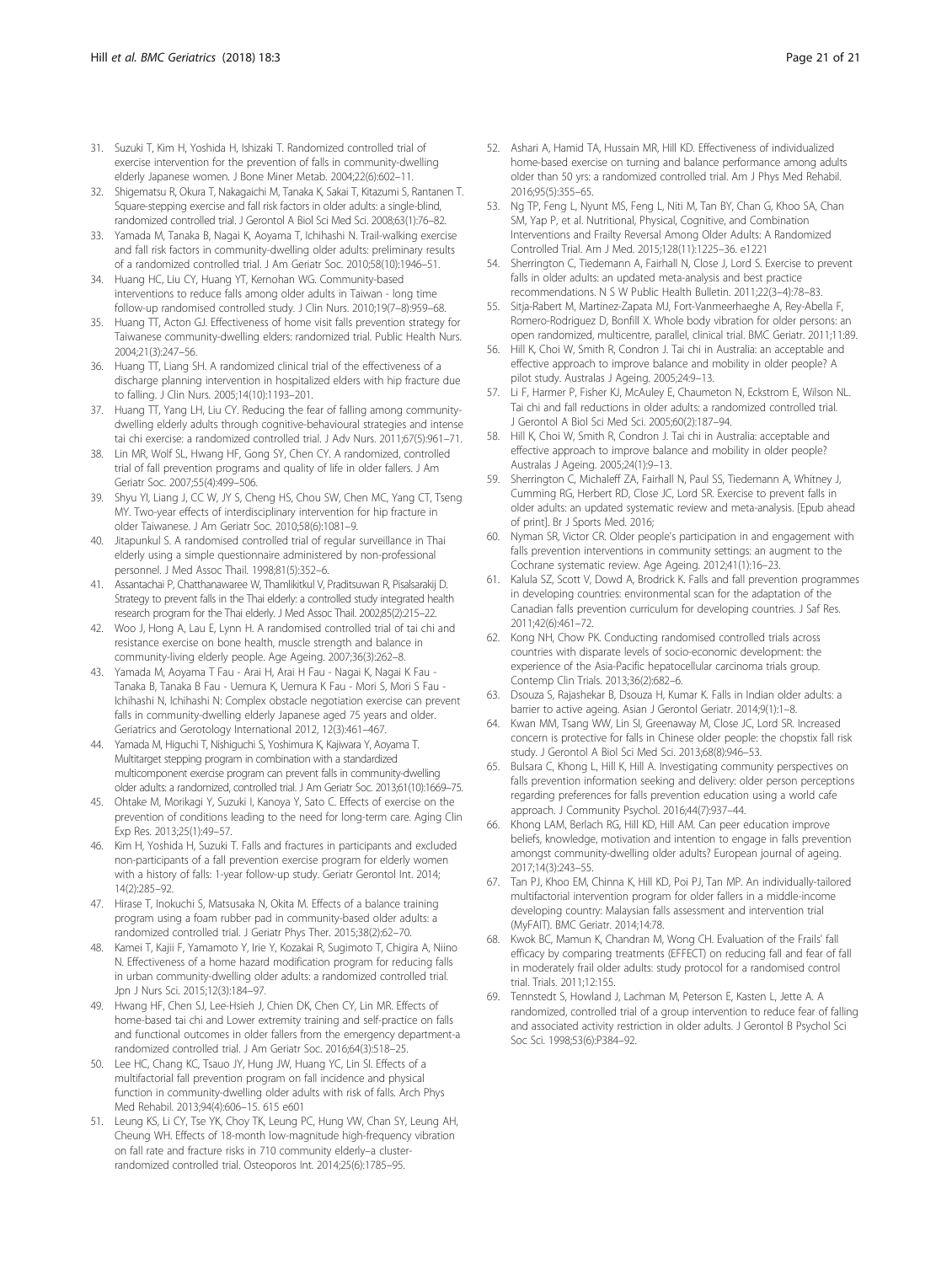31. Suzuki T, Kim H, Yoshida H, Ishizaki T. Randomized controlled trial of exercise intervention for the prevention of falls in community-dwelling elderly Japanese women. J Bone Miner Metab. 2004;22(6):602–11.
32. Shigematsu R, Okura T, Nakagaichi M, Tanaka K, Sakai T, Kitazumi S, Rantanen T. Square-stepping exercise and fall risk factors in older adults: a single-blind, randomized controlled trial. J Gerontol A Biol Sci Med Sci. 2008;63(1):76–82.
33. Yamada M, Tanaka B, Nagai K, Aoyama T, Ichihashi N. Trail-walking exercise and fall risk factors in community-dwelling older adults: preliminary results of a randomized controlled trial. J Am Geriatr Soc. 2010;58(10):1946–51.
34. Huang HC, Liu CY, Huang YT, Kernohan WG. Community-based interventions to reduce falls among older adults in Taiwan - long time follow-up randomised controlled study. J Clin Nurs. 2010;19(7–8):959–68.
35. Huang TT, Acton GJ. Effectiveness of home visit falls prevention strategy for Taiwanese community-dwelling elders: randomized trial. Public Health Nurs. 2004;21(3):247–56.
36. Huang TT, Liang SH. A randomized clinical trial of the effectiveness of a discharge planning intervention in hospitalized elders with hip fracture due to falling. J Clin Nurs. 2005;14(10):1193–201.
37. Huang TT, Yang LH, Liu CY. Reducing the fear of falling among community-dwelling elderly adults through cognitive-behavioural strategies and intense tai chi exercise: a randomized controlled trial. J Adv Nurs. 2011;67(5):961–71.
38. Lin MR, Wolf SL, Hwang HF, Gong SY, Chen CY. A randomized, controlled trial of fall prevention programs and quality of life in older fallers. J Am Geriatr Soc. 2007;55(4):499–506.
39. Shyu YI, Liang J, CC W, JY S, Cheng HS, Chou SW, Chen MC, Yang CT, Tseng MY. Two-year effects of interdisciplinary intervention for hip fracture in older Taiwanese. J Am Geriatr Soc. 2010;58(6):1081–9.
40. Jitapunkul S. A randomised controlled trial of regular surveillance in Thai elderly using a simple questionnaire administered by non-professional personnel. J Med Assoc Thail. 1998;81(5):352–6.
41. Assantachai P, Chatthanawaree W, Thamlikitkul V, Praditsuwan R, Pisalsarakij D. Strategy to prevent falls in the Thai elderly: a controlled study integrated health research program for the Thai elderly. J Med Assoc Thail. 2002;85(2):215–22.
42. Woo J, Hong A, Lau E, Lynn H. A randomised controlled trial of tai chi and resistance exercise on bone health, muscle strength and balance in community-living elderly people. Age Ageing. 2007;36(3):262–8.
43. Yamada M, Aoyama T Fau - Arai H, Arai H Fau - Nagai K, Nagai K Fau - Tanaka B, Tanaka B Fau - Uemura K, Uemura K Fau - Mori S, Mori S Fau - Ichihashi N, Ichihashi N: Complex obstacle negotiation exercise can prevent falls in community-dwelling elderly Japanese aged 75 years and older. Geriatrics and Gerotology International 2012, 12(3):461–467.
44. Yamada M, Higuchi T, Nishiguchi S, Yoshimura K, Kajiwara Y, Aoyama T. Multitarget stepping program in combination with a standardized multicomponent exercise program can prevent falls in community-dwelling older adults: a randomized, controlled trial. J Am Geriatr Soc. 2013;61(10):1669–75.
45. Ohtake M, Morikagi Y, Suzuki I, Kanoya Y, Sato C. Effects of exercise on the prevention of conditions leading to the need for long-term care. Aging Clin Exp Res. 2013;25(1):49–57.
46. Kim H, Yoshida H, Suzuki T. Falls and fractures in participants and excluded non-participants of a fall prevention exercise program for elderly women with a history of falls: 1-year follow-up study. Geriatr Gerontol Int. 2014; 14(2):285–92.
47. Hirase T, Inokuchi S, Matsusaka N, Okita M. Effects of a balance training program using a foam rubber pad in community-based older adults: a randomized controlled trial. J Geriatr Phys Ther. 2015;38(2):62–70.
48. Kamei T, Kajii F, Yamamoto Y, Irie Y, Kozakai R, Sugimoto T, Chigira A, Niino N. Effectiveness of a home hazard modification program for reducing falls in urban community-dwelling older adults: a randomized controlled trial. Jpn J Nurs Sci. 2015;12(3):184–97.
49. Hwang HF, Chen SJ, Lee-Hsieh J, Chien DK, Chen CY, Lin MR. Effects of home-based tai chi and Lower extremity training and self-practice on falls and functional outcomes in older fallers from the emergency department-a randomized controlled trial. J Am Geriatr Soc. 2016;64(3):518–25.
50. Lee HC, Chang KC, Tsauo JY, Hung JW, Huang YC, Lin SI. Effects of a multifactorial fall prevention program on fall incidence and physical function in community-dwelling older adults with risk of falls. Arch Phys Med Rehabil. 2013;94(4):606–15. 615 e601
51. Leung KS, Li CY, Tse YK, Choy TK, Leung PC, Hung VW, Chan SY, Leung AH, Cheung WH. Effects of 18-month low-magnitude high-frequency vibration on fall rate and fracture risks in 710 community elderly–a cluster-randomized controlled trial. Osteoporos Int. 2014;25(6):1785–95.
52. Ashari A, Hamid TA, Hussain MR, Hill KD. Effectiveness of individualized home-based exercise on turning and balance performance among adults older than 50 yrs: a randomized controlled trial. Am J Phys Med Rehabil. 2016;95(5):355–65.
53. Ng TP, Feng L, Nyunt MS, Feng L, Niti M, Tan BY, Chan G, Khoo SA, Chan SM, Yap P, et al. Nutritional, Physical, Cognitive, and Combination Interventions and Frailty Reversal Among Older Adults: A Randomized Controlled Trial. Am J Med. 2015;128(11):1225–36. e1221
54. Sherrington C, Tiedemann A, Fairhall N, Close J, Lord S. Exercise to prevent falls in older adults: an updated meta-analysis and best practice recommendations. N S W Public Health Bulletin. 2011;22(3–4):78–83.
55. Sitja-Rabert M, Martinez-Zapata MJ, Fort-Vanmeerhaeghe A, Rey-Abella F, Romero-Rodriguez D, Bonfill X. Whole body vibration for older persons: an open randomized, multicentre, parallel, clinical trial. BMC Geriatr. 2011;11:89.
56. Hill K, Choi W, Smith R, Condron J. Tai chi in Australia: an acceptable and effective approach to improve balance and mobility in older people? A pilot study. Australas J Ageing. 2005;24:9–13.
57. Li F, Harmer P, Fisher KJ, McAuley E, Chaumeton N, Eckstrom E, Wilson NL. Tai chi and fall reductions in older adults: a randomized controlled trial. J Gerontol A Biol Sci Med Sci. 2005;60(2):187–94.
58. Hill K, Choi W, Smith R, Condron J. Tai chi in Australia: acceptable and effective approach to improve balance and mobility in older people? Australas J Ageing. 2005;24(1):9–13.
59. Sherrington C, Michaleff ZA, Fairhall N, Paul SS, Tiedemann A, Whitney J, Cumming RG, Herbert RD, Close JC, Lord SR. Exercise to prevent falls in older adults: an updated systematic review and meta-analysis. [Epub ahead of print]. Br J Sports Med. 2016;
60. Nyman SR, Victor CR. Older people's participation in and engagement with falls prevention interventions in community settings: an augment to the Cochrane systematic review. Age Ageing. 2012;41(1):16–23.
61. Kalula SZ, Scott V, Dowd A, Brodrick K. Falls and fall prevention programmes in developing countries: environmental scan for the adaptation of the Canadian falls prevention curriculum for developing countries. J Saf Res. 2011;42(6):461–72.
62. Kong NH, Chow PK. Conducting randomised controlled trials across countries with disparate levels of socio-economic development: the experience of the Asia-Pacific hepatocellular carcinoma trials group. Contemp Clin Trials. 2013;36(2):682–6.
63. Dsouza S, Rajashekar B, Dsouza H, Kumar K. Falls in Indian older adults: a barrier to active ageing. Asian J Gerontol Geriatr. 2014;9(1):1–8.
64. Kwan MM, Tsang WW, Lin SI, Greenaway M, Close JC, Lord SR. Increased concern is protective for falls in Chinese older people: the chopstix fall risk study. J Gerontol A Biol Sci Med Sci. 2013;68(8):946–53.
65. Bulsara C, Khong L, Hill K, Hill A. Investigating community perspectives on falls prevention information seeking and delivery: older person perceptions regarding preferences for falls prevention education using a world cafe approach. J Community Psychol. 2016;44(7):937–44.
66. Khong LAM, Berlach RG, Hill KD, Hill AM. Can peer education improve beliefs, knowledge, motivation and intention to engage in falls prevention amongst community-dwelling older adults? European journal of ageing. 2017;14(3):243–55.
67. Tan PJ, Khoo EM, Chinna K, Hill KD, Poi PJ, Tan MP. An individually-tailored multifactorial intervention program for older fallers in a middle-income developing country: Malaysian falls assessment and intervention trial (MyFAIT). BMC Geriatr. 2014;14:78.
68. Kwok BC, Mamun K, Chandran M, Wong CH. Evaluation of the Frails' fall efficacy by comparing treatments (EFFECT) on reducing fall and fear of fall in moderately frail older adults: study protocol for a randomised control trial. Trials. 2011;12:155.
69. Tennstedt S, Howland J, Lachman M, Peterson E, Kasten L, Jette A. A randomized, controlled trial of a group intervention to reduce fear of falling and associated activity restriction in older adults. J Gerontol B Psychol Sci Soc Sci. 1998;53(6):P384–92.